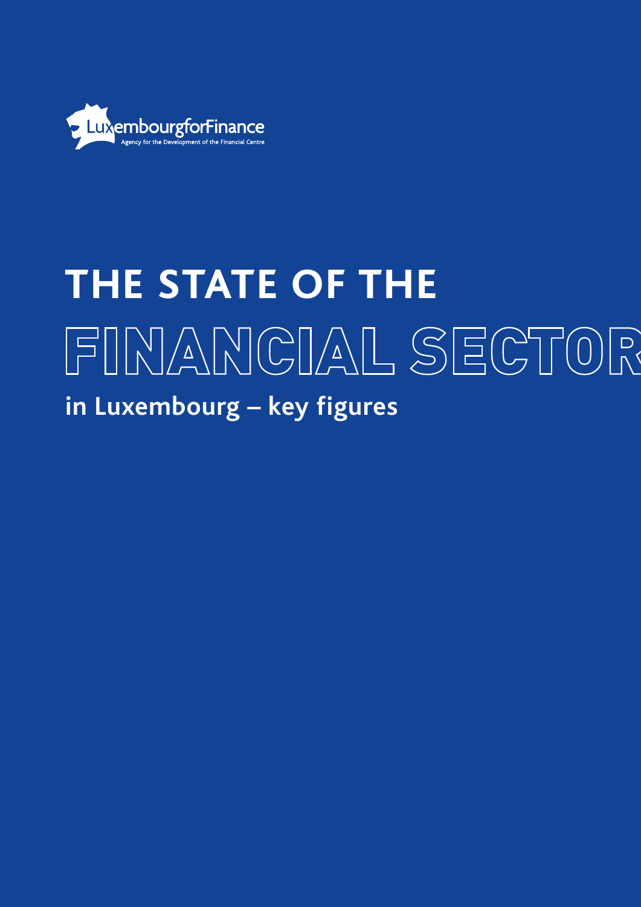LuxembourgforFinance

Agency for the Development of the Financial Centre

# THE STATE OF THE FINANCIAL SECTOR

## in Luxembourg – key figures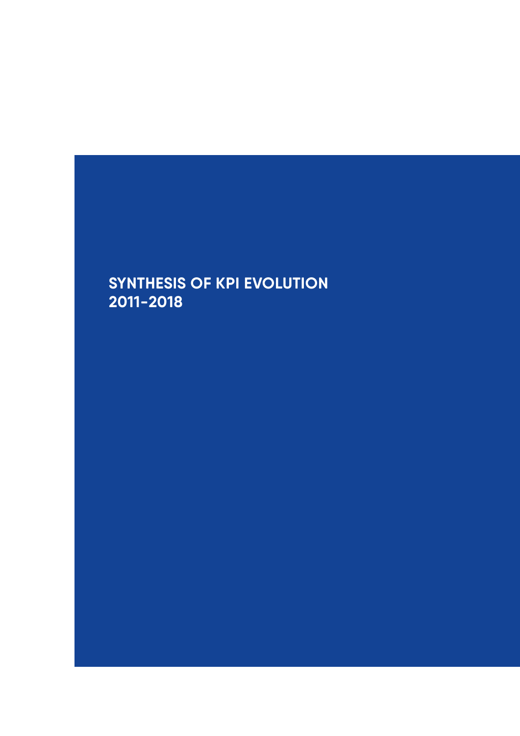# SYNTHESIS OF KPI EVOLUTION 2011-2018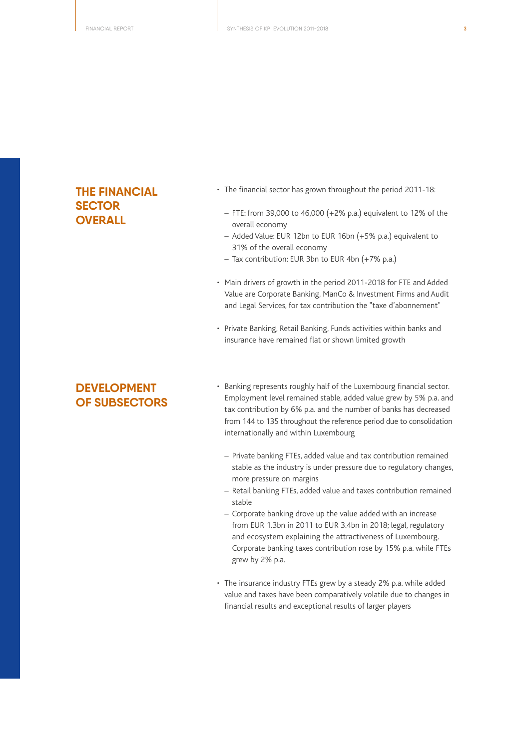## THE FINANCIAL SECTOR OVERALL

- The financial sector has grown throughout the period 2011-18:
  - FTE: from 39,000 to 46,000 (+2% p.a.) equivalent to 12% of the overall economy
  - Added Value: EUR 12bn to EUR 16bn (+5% p.a.) equivalent to 31% of the overall economy
  - Tax contribution: EUR 3bn to EUR 4bn (+7% p.a.)
- Main drivers of growth in the period 2011-2018 for FTE and Added Value are Corporate Banking, ManCo & Investment Firms and Audit and Legal Services, for tax contribution the "taxe d'abonnement"
- Private Banking, Retail Banking, Funds activities within banks and insurance have remained flat or shown limited growth

## DEVELOPMENT OF SUBSECTORS

- Banking represents roughly half of the Luxembourg financial sector. Employment level remained stable, added value grew by 5% p.a. and tax contribution by 6% p.a. and the number of banks has decreased from 144 to 135 throughout the reference period due to consolidation internationally and within Luxembourg
  - Private banking FTEs, added value and tax contribution remained stable as the industry is under pressure due to regulatory changes, more pressure on margins
  - Retail banking FTEs, added value and taxes contribution remained stable
  - Corporate banking drove up the value added with an increase from EUR 1.3bn in 2011 to EUR 3.4bn in 2018; legal, regulatory and ecosystem explaining the attractiveness of Luxembourg. Corporate banking taxes contribution rose by 15% p.a. while FTEs grew by 2% p.a.
- The insurance industry FTEs grew by a steady 2% p.a. while added value and taxes have been comparatively volatile due to changes in financial results and exceptional results of larger players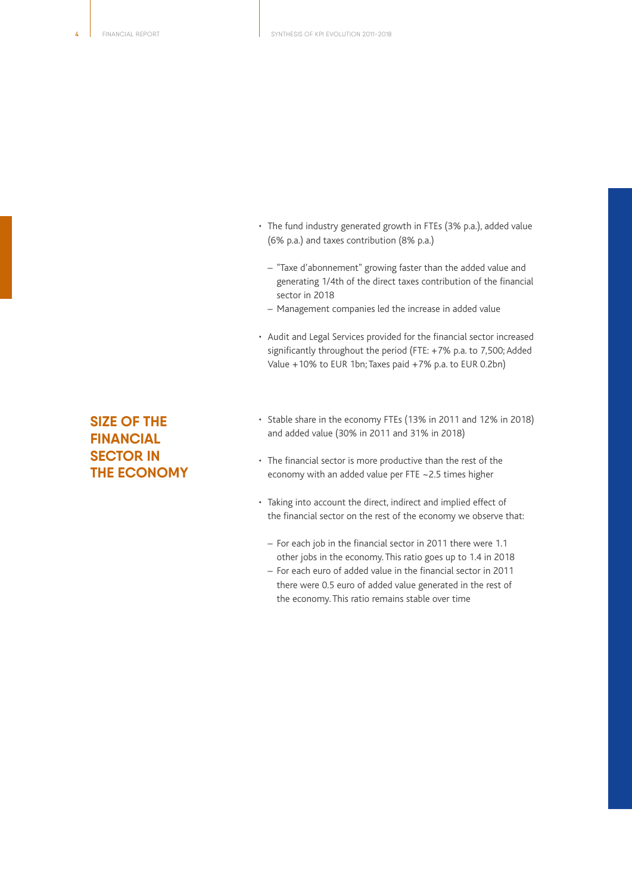- The fund industry generated growth in FTEs (3% p.a.), added value (6% p.a.) and taxes contribution (8% p.a.)
  - "Taxe d'abonnement" growing faster than the added value and generating 1/4th of the direct taxes contribution of the financial sector in 2018
  - Management companies led the increase in added value

- Audit and Legal Services provided for the financial sector increased significantly throughout the period (FTE: +7% p.a. to 7,500; Added Value +10% to EUR 1bn; Taxes paid +7% p.a. to EUR 0.2bn)

## SIZE OF THE FINANCIAL SECTOR IN THE ECONOMY

- Stable share in the economy FTEs (13% in 2011 and 12% in 2018) and added value (30% in 2011 and 31% in 2018)

- The financial sector is more productive than the rest of the economy with an added value per FTE ~2.5 times higher

- Taking into account the direct, indirect and implied effect of the financial sector on the rest of the economy we observe that:
  - For each job in the financial sector in 2011 there were 1.1 other jobs in the economy. This ratio goes up to 1.4 in 2018
  - For each euro of added value in the financial sector in 2011 there were 0.5 euro of added value generated in the rest of the economy. This ratio remains stable over time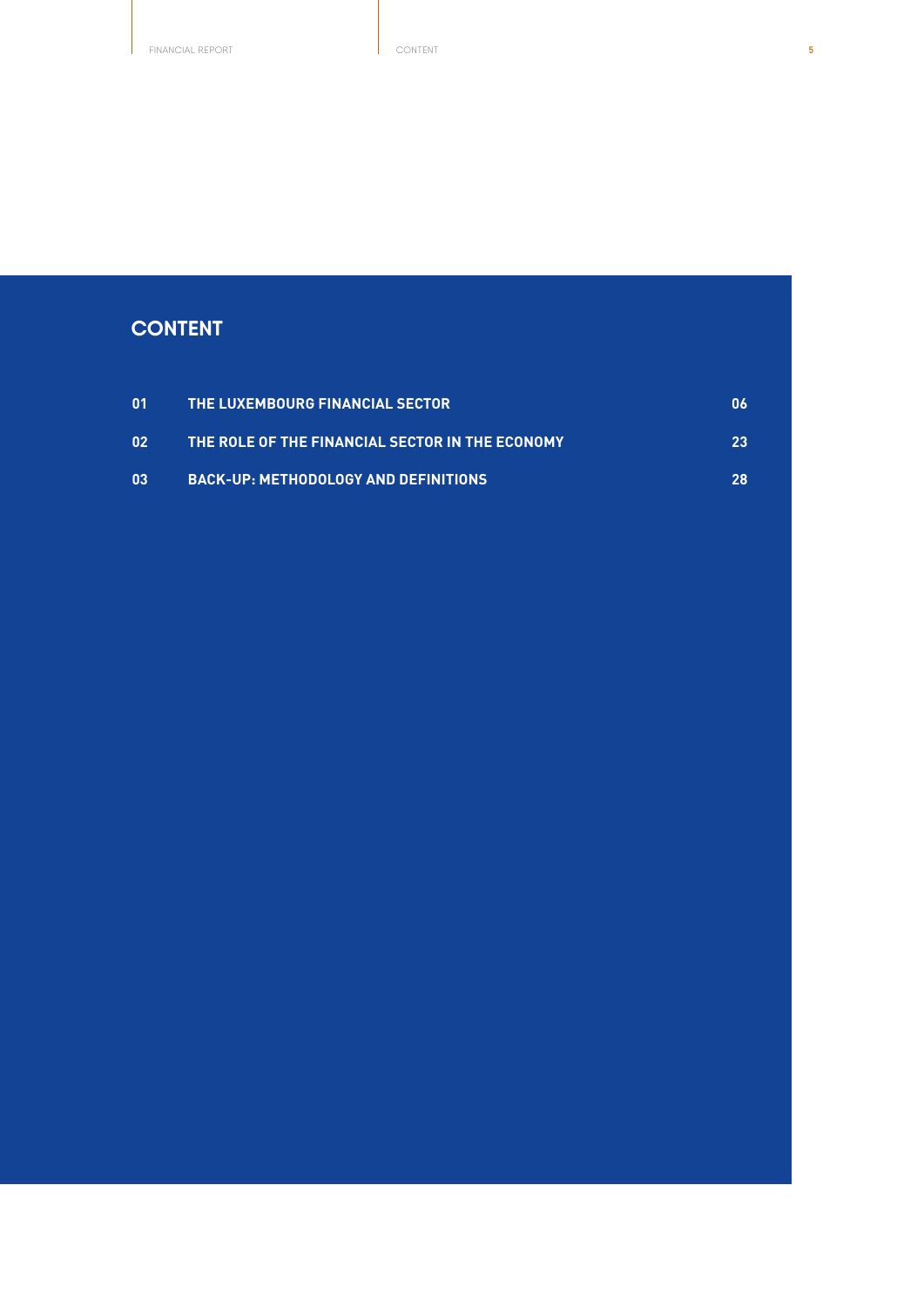# CONTENT

| | | |
|---|---|---|
| 01 | THE LUXEMBOURG FINANCIAL SECTOR | 06 |
| 02 | THE ROLE OF THE FINANCIAL SECTOR IN THE ECONOMY | 23 |
| 03 | BACK-UP: METHODOLOGY AND DEFINITIONS | 28 |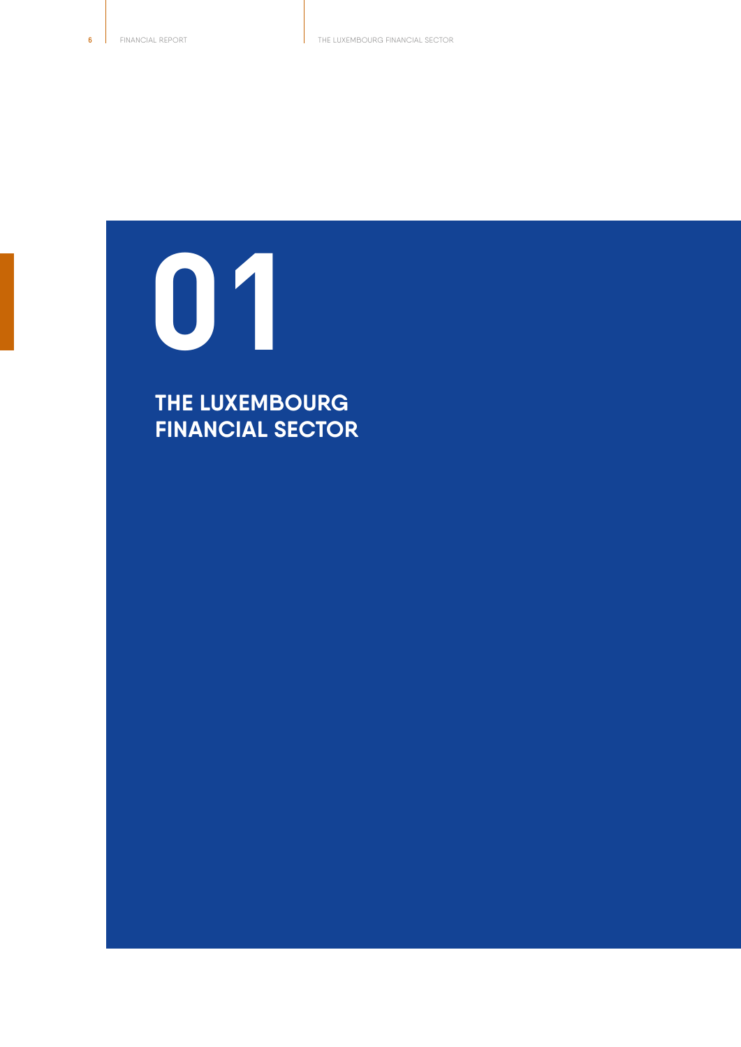# 01

# THE LUXEMBOURG FINANCIAL SECTOR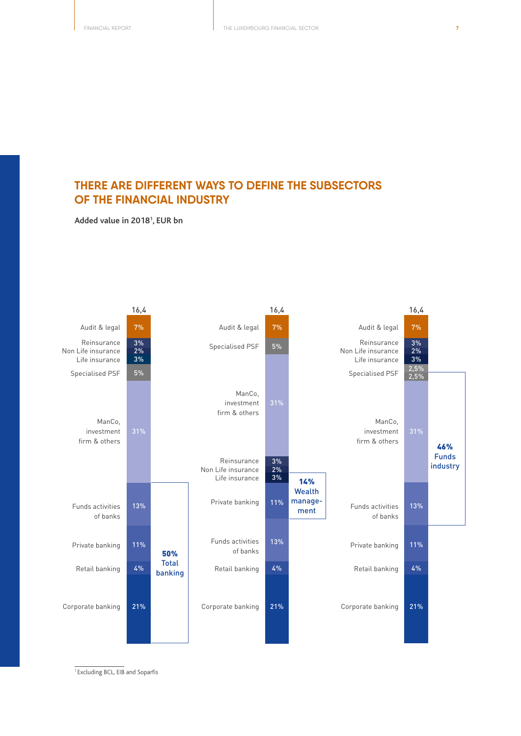## THERE ARE DIFFERENT WAYS TO DEFINE THE SUBSECTORS OF THE FINANCIAL INDUSTRY

**Added value in 2018[1], EUR bn**

| Segment | Share |
|---|---|
| **Total** | **16,4** |
| Audit & legal | 7% |
| Reinsurance | 3% |
| Non Life insurance | 2% |
| Life insurance | 3% |
| Specialised PSF | 5% |
| ManCo, investment firm & others | 31% |
| Funds activities of banks | 13% |
| Private banking | 11% |
| Retail banking | 4% |
| Corporate banking | 21% |

**50% Total banking** (Funds activities of banks, Private banking, Retail banking, Corporate banking)

| Segment | Share |
|---|---|
| **Total** | **16,4** |
| Audit & legal | 7% |
| Specialised PSF | 5% |
| ManCo, investment firm & others | 31% |
| Reinsurance | 3% |
| Non Life insurance | 2% |
| Life insurance | 3% |
| Private banking | 11% |
| Funds activities of banks | 13% |
| Retail banking | 4% |
| Corporate banking | 21% |

**14% Wealth management** (Private banking, Life insurance)

| Segment | Share |
|---|---|
| **Total** | **16,4** |
| Audit & legal | 7% |
| Reinsurance | 3% |
| Non Life insurance | 2% |
| Life insurance | 3% |
| Specialised PSF | 2,5% / 2,5% |
| ManCo, investment firm & others | 31% |
| Funds activities of banks | 13% |
| Private banking | 11% |
| Retail banking | 4% |
| Corporate banking | 21% |

**46% Funds industry** (2,5% Specialised PSF, ManCo, investment firm & others, Funds activities of banks)

[1] Excluding BCL, EIB and Soparfis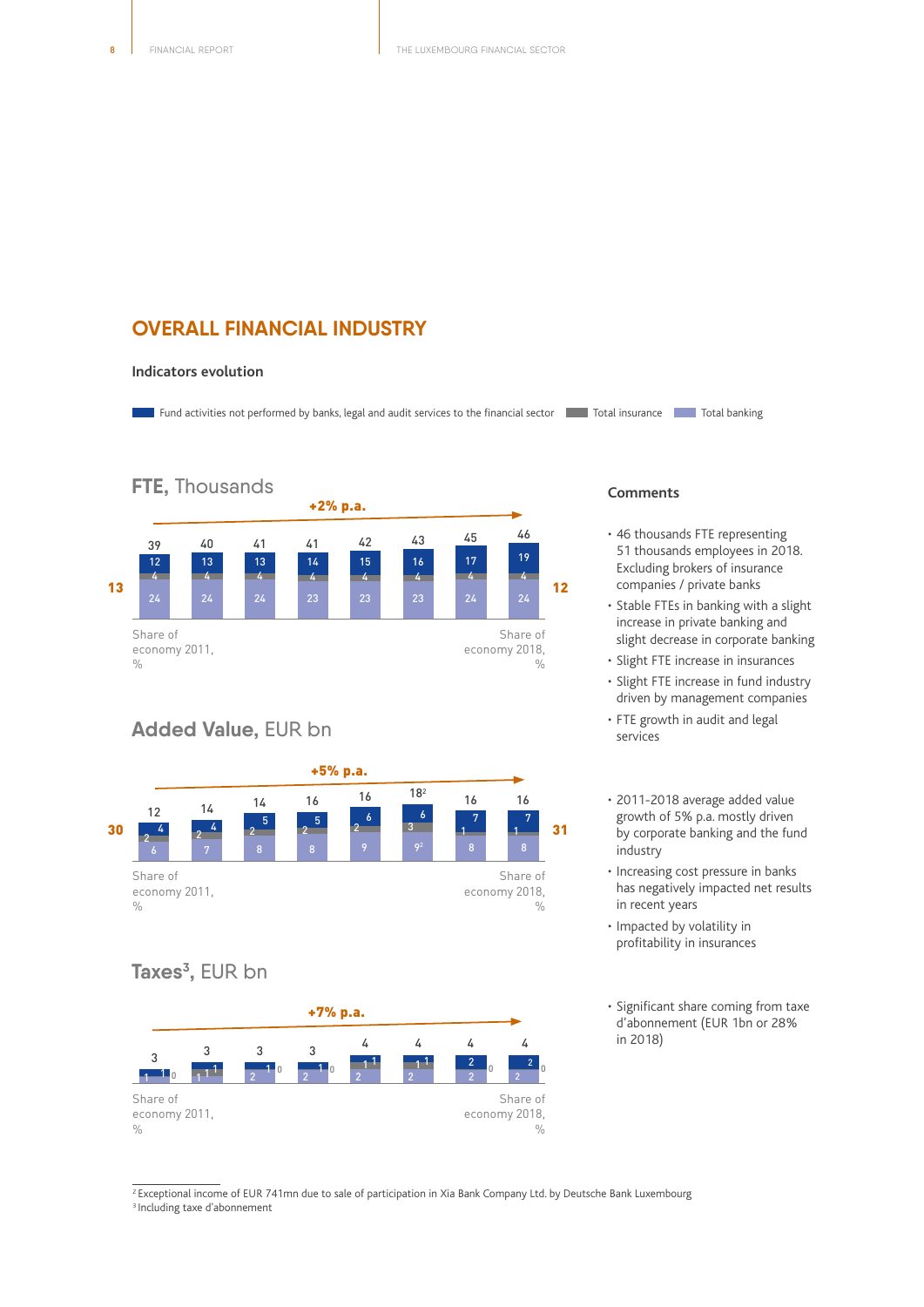## OVERALL FINANCIAL INDUSTRY

### Indicators evolution

Legend: Fund activities not performed by banks, legal and audit services to the financial sector | Total insurance | Total banking

**FTE, Thousands** (+2% p.a.)

| | Year 1 | Year 2 | Year 3 | Year 4 | Year 5 | Year 6 | Year 7 | Year 8 |
|---|---|---|---|---|---|---|---|---|
| Total | 39 | 40 | 41 | 41 | 42 | 43 | 45 | 46 |
| Fund activities not performed by banks, legal and audit services to the financial sector | 12 | 13 | 13 | 14 | 15 | 16 | 17 | 19 |
| Total insurance | 4 | 4 | 4 | 4 | 4 | 4 | 4 | 4 |
| Total banking | 24 | 24 | 24 | 23 | 23 | 23 | 24 | 24 |

Share of economy 2011, %: 13 — Share of economy 2018, %: 12

**Added Value, EUR bn** (+5% p.a.)

| | Year 1 | Year 2 | Year 3 | Year 4 | Year 5 | Year 6 | Year 7 | Year 8 |
|---|---|---|---|---|---|---|---|---|
| Total | 12 | 14 | 14 | 16 | 16 | 18[2] | 16 | 16 |
| Fund activities not performed by banks, legal and audit services to the financial sector | 4 | 4 | 5 | 5 | 6 | 6 | 7 | 7 |
| Total insurance | 2 | 2 | 2 | 2 | 2 | 3 | 1 | 1 |
| Total banking | 6 | 7 | 8 | 8 | 9 | 9[2] | 8 | 8 |

Share of economy 2011, %: 30 — Share of economy 2018, %: 31

**Taxes[3], EUR bn** (+7% p.a.)

| | Year 1 | Year 2 | Year 3 | Year 4 | Year 5 | Year 6 | Year 7 | Year 8 |
|---|---|---|---|---|---|---|---|---|
| Total | 3 | 3 | 3 | 3 | 4 | 4 | 4 | 4 |
| Fund activities not performed by banks, legal and audit services to the financial sector | 1 | 1 | 1 | 1 | 1 | 1 | 2 | 2 |
| Total insurance | 0 | 1 | 0 | 0 | 1 | 1 | 0 | 0 |
| Total banking | 1 | 1 | 2 | 2 | 2 | 2 | 2 | 2 |

Share of economy 2011, % — Share of economy 2018, %

### Comments

- 46 thousands FTE representing 51 thousands employees in 2018. Excluding brokers of insurance companies / private banks
- Stable FTEs in banking with a slight increase in private banking and slight decrease in corporate banking
- Slight FTE increase in insurances
- Slight FTE increase in fund industry driven by management companies
- FTE growth in audit and legal services

- 2011-2018 average added value growth of 5% p.a. mostly driven by corporate banking and the fund industry
- Increasing cost pressure in banks has negatively impacted net results in recent years
- Impacted by volatility in profitability in insurances

- Significant share coming from taxe d'abonnement (EUR 1bn or 28% in 2018)

---

[2] Exceptional income of EUR 741mn due to sale of participation in Xia Bank Company Ltd. by Deutsche Bank Luxembourg

[3] Including taxe d'abonnement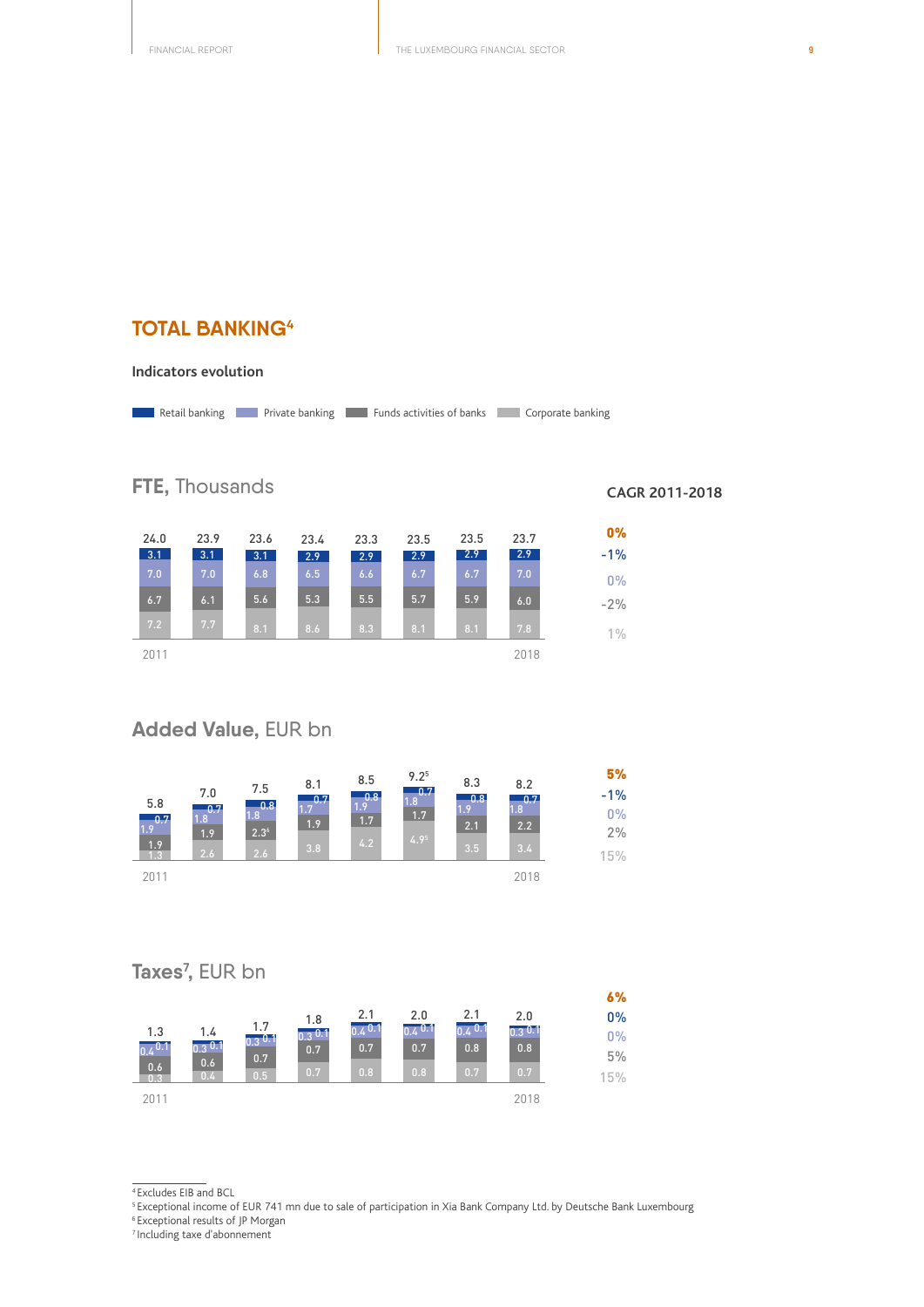# TOTAL BANKING[4]

**Indicators evolution**

Retail banking | Private banking | Funds activities of banks | Corporate banking

## FTE, Thousands

| | 2011 | | | | | | | 2018 | CAGR 2011-2018 |
|---|---|---|---|---|---|---|---|---|---|
| Total | 24.0 | 23.9 | 23.6 | 23.4 | 23.3 | 23.5 | 23.5 | 23.7 | 0% |
| Retail banking | 3.1 | 3.1 | 3.1 | 2.9 | 2.9 | 2.9 | 2.9 | 2.9 | -1% |
| Private banking | 7.0 | 7.0 | 6.8 | 6.5 | 6.6 | 6.7 | 6.7 | 7.0 | 0% |
| Funds activities of banks | 6.7 | 6.1 | 5.6 | 5.3 | 5.5 | 5.7 | 5.9 | 6.0 | -2% |
| Corporate banking | 7.2 | 7.7 | 8.1 | 8.6 | 8.3 | 8.1 | 8.1 | 7.8 | 1% |

## Added Value, EUR bn

| | 2011 | | | | | | | 2018 | CAGR 2011-2018 |
|---|---|---|---|---|---|---|---|---|---|
| Total | 5.8 | 7.0 | 7.5 | 8.1 | 8.5 | 9.2[5] | 8.3 | 8.2 | 5% |
| Retail banking | 0.7 | 0.7 | 0.8 | 0.7 | 0.8 | 0.7 | 0.8 | 0.7 | -1% |
| Private banking | 1.9 | 1.8 | 1.8 | 1.7 | 1.9 | 1.8 | 1.9 | 1.8 | 0% |
| Funds activities of banks | 1.9 | 1.9 | 2.3[6] | 1.9 | 1.7 | 1.7 | 2.1 | 2.2 | 2% |
| Corporate banking | 1.3 | 2.6 | 2.6 | 3.8 | 4.2 | 4.9[5] | 3.5 | 3.4 | 15% |

## Taxes[7], EUR bn

| | 2011 | | | | | | | 2018 | CAGR 2011-2018 |
|---|---|---|---|---|---|---|---|---|---|
| Total | 1.3 | 1.4 | 1.7 | 1.8 | 2.1 | 2.0 | 2.1 | 2.0 | 6% |
| Retail banking | 0.1 | 0.1 | 0.1 | 0.1 | 0.1 | 0.1 | 0.1 | 0.1 | 0% |
| Private banking | 0.4 | 0.3 | 0.3 | 0.3 | 0.4 | 0.4 | 0.4 | 0.3 | 0% |
| Funds activities of banks | 0.6 | 0.6 | 0.7 | 0.7 | 0.7 | 0.7 | 0.8 | 0.8 | 5% |
| Corporate banking | 0.3 | 0.4 | 0.5 | 0.7 | 0.8 | 0.8 | 0.7 | 0.7 | 15% |

[4] Excludes EIB and BCL
[5] Exceptional income of EUR 741 mn due to sale of participation in Xia Bank Company Ltd. by Deutsche Bank Luxembourg
[6] Exceptional results of JP Morgan
[7] Including taxe d'abonnement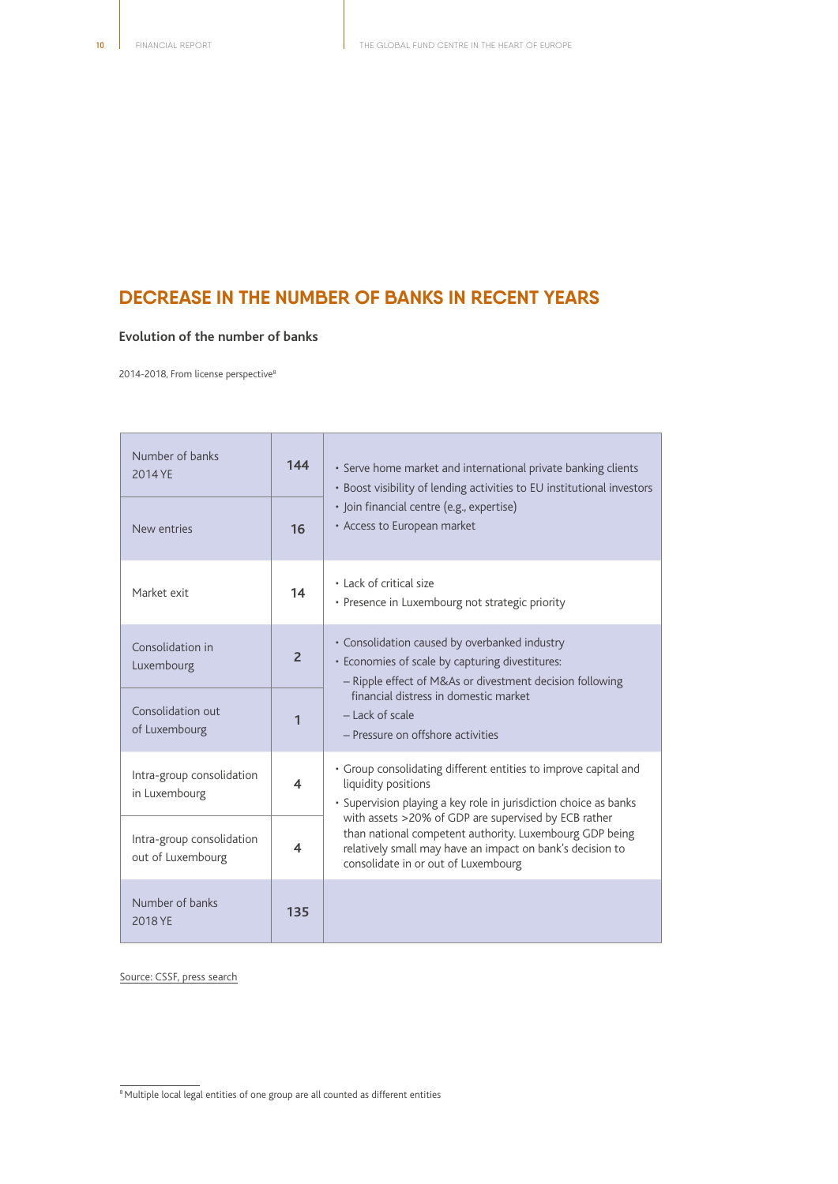## DECREASE IN THE NUMBER OF BANKS IN RECENT YEARS

**Evolution of the number of banks**

2014-2018, From license perspective[8]

| | | |
|---|---|---|
| Number of banks 2014 YE | **144** | • Serve home market and international private banking clients<br>• Boost visibility of lending activities to EU institutional investors<br>• Join financial centre (e.g., expertise)<br>• Access to European market |
| New entries | **16** | |
| Market exit | **14** | • Lack of critical size<br>• Presence in Luxembourg not strategic priority |
| Consolidation in Luxembourg | **2** | • Consolidation caused by overbanked industry<br>• Economies of scale by capturing divestitures:<br>– Ripple effect of M&As or divestment decision following financial distress in domestic market<br>– Lack of scale<br>– Pressure on offshore activities |
| Consolidation out of Luxembourg | **1** | |
| Intra-group consolidation in Luxembourg | **4** | • Group consolidating different entities to improve capital and liquidity positions<br>• Supervision playing a key role in jurisdiction choice as banks with assets >20% of GDP are supervised by ECB rather than national competent authority. Luxembourg GDP being relatively small may have an impact on bank's decision to consolidate in or out of Luxembourg |
| Intra-group consolidation out of Luxembourg | **4** | |
| Number of banks 2018 YE | **135** | |

Source: CSSF, press search

[8] Multiple local legal entities of one group are all counted as different entities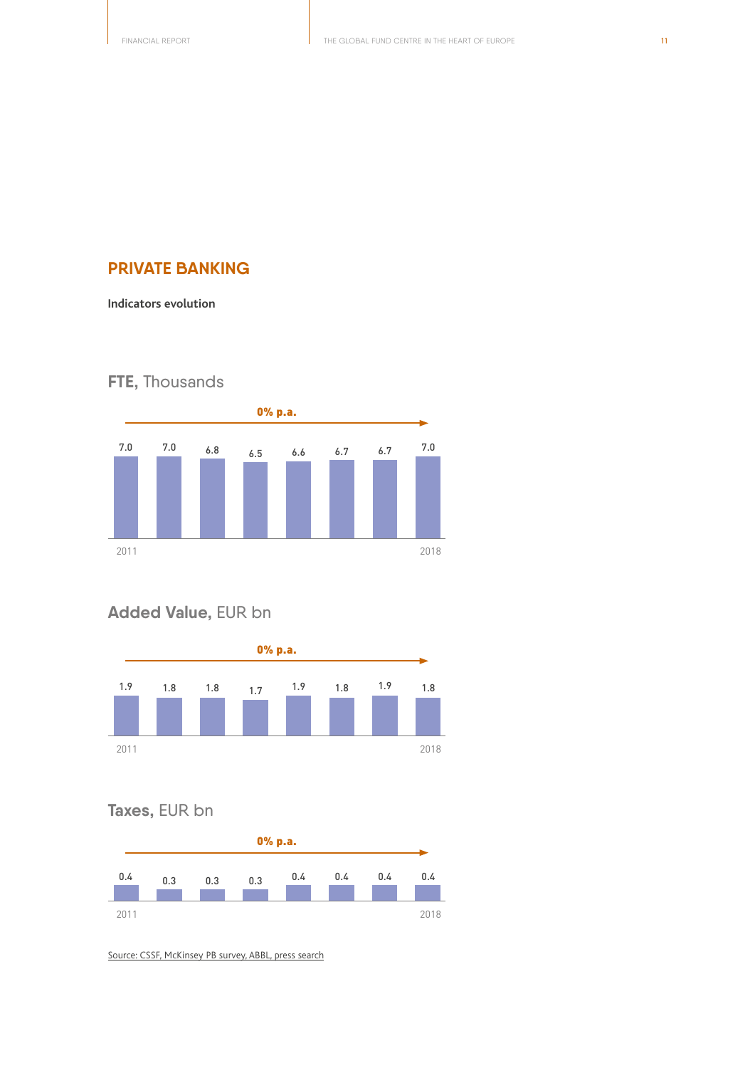## PRIVATE BANKING

**Indicators evolution**

### **FTE,** Thousands

0% p.a.

| 2011 | | | | | | | 2018 |
|---|---|---|---|---|---|---|---|
| 7.0 | 7.0 | 6.8 | 6.5 | 6.6 | 6.7 | 6.7 | 7.0 |

### **Added Value,** EUR bn

0% p.a.

| 2011 | | | | | | | 2018 |
|---|---|---|---|---|---|---|---|
| 1.9 | 1.8 | 1.8 | 1.7 | 1.9 | 1.8 | 1.9 | 1.8 |

### **Taxes,** EUR bn

0% p.a.

| 2011 | | | | | | | 2018 |
|---|---|---|---|---|---|---|---|
| 0.4 | 0.3 | 0.3 | 0.3 | 0.4 | 0.4 | 0.4 | 0.4 |

Source: CSSF, McKinsey PB survey, ABBL, press search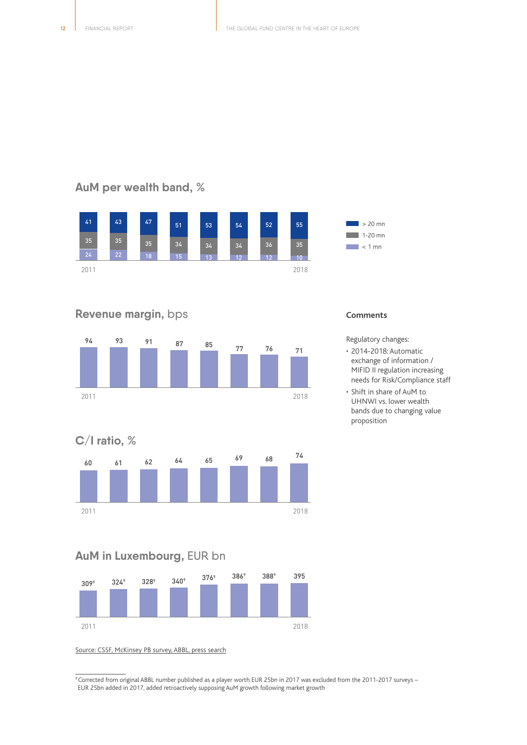## AuM per wealth band, %

| | 2011 | | | | | | | 2018 |
|---|---|---|---|---|---|---|---|---|
| > 20 mn | 41 | 43 | 47 | 51 | 53 | 54 | 52 | 55 |
| 1-20 mn | 35 | 35 | 35 | 34 | 34 | 34 | 36 | 35 |
| < 1 mn | 24 | 22 | 18 | 15 | 13 | 12 | 12 | 10 |

## Revenue margin, bps

| 2011 | | | | | | | 2018 |
|---|---|---|---|---|---|---|---|
| 94 | 93 | 91 | 87 | 85 | 77 | 76 | 71 |

## C/I ratio, %

| 2011 | | | | | | | 2018 |
|---|---|---|---|---|---|---|---|
| 60 | 61 | 62 | 64 | 65 | 69 | 68 | 74 |

## AuM in Luxembourg, EUR bn

| 2011 | | | | | | | 2018 |
|---|---|---|---|---|---|---|---|
| 309[9] | 324[9] | 328[9] | 340[9] | 376[9] | 386[9] | 388[9] | 395 |

Source: CSSF, McKinsey PB survey, ABBL, press search

### Comments

Regulatory changes:

- 2014-2018: Automatic exchange of information / MIFID II regulation increasing needs for Risk/Compliance staff
- Shift in share of AuM to UHNWI vs. lower wealth bands due to changing value proposition

[9] Corrected from original ABBL number published as a player worth EUR 25bn in 2017 was excluded from the 2011-2017 surveys – EUR 25bn added in 2017, added retroactively supposing AuM growth following market growth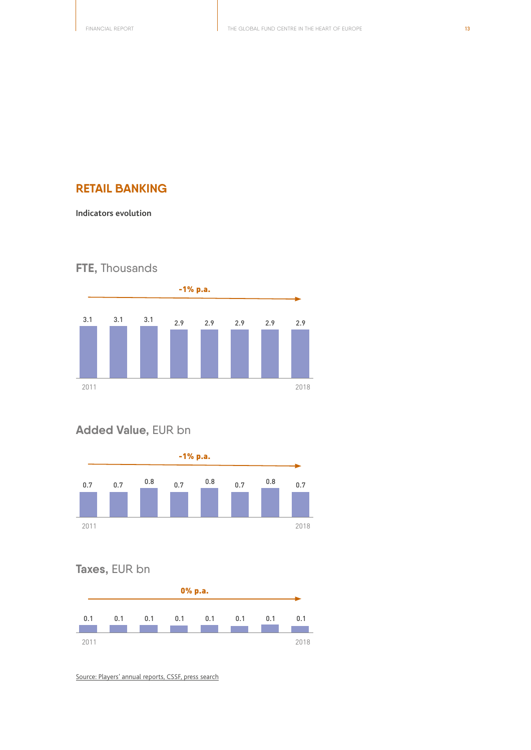## RETAIL BANKING

**Indicators evolution**

**FTE,** Thousands

-1% p.a.

| 2011 | | | | | | | 2018 |
|---|---|---|---|---|---|---|---|
| 3.1 | 3.1 | 3.1 | 2.9 | 2.9 | 2.9 | 2.9 | 2.9 |

**Added Value,** EUR bn

-1% p.a.

| 2011 | | | | | | | 2018 |
|---|---|---|---|---|---|---|---|
| 0.7 | 0.7 | 0.8 | 0.7 | 0.8 | 0.7 | 0.8 | 0.7 |

**Taxes,** EUR bn

0% p.a.

| 2011 | | | | | | | 2018 |
|---|---|---|---|---|---|---|---|
| 0.1 | 0.1 | 0.1 | 0.1 | 0.1 | 0.1 | 0.1 | 0.1 |

Source: Players' annual reports, CSSF, press search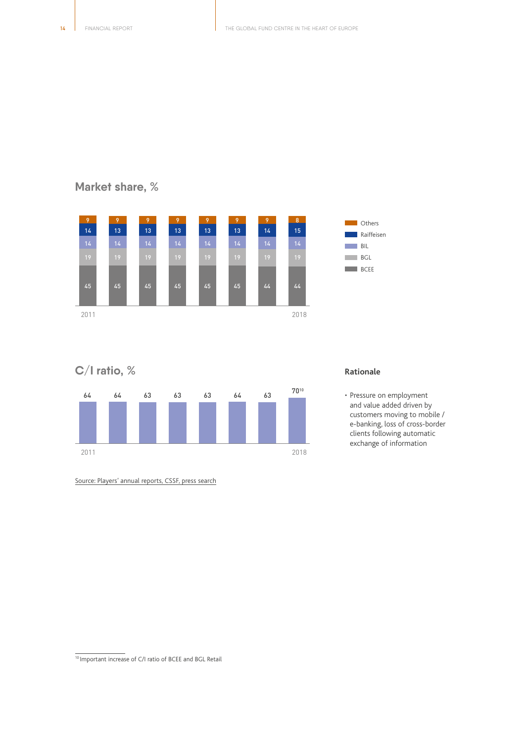## Market share, %

| | 2011 | | | | | | | 2018 |
|---|---|---|---|---|---|---|---|---|
| Others | 9 | 9 | 9 | 9 | 9 | 9 | 9 | 8 |
| Raiffeisen | 14 | 13 | 13 | 13 | 13 | 13 | 14 | 15 |
| BIL | 14 | 14 | 14 | 14 | 14 | 14 | 14 | 14 |
| BGL | 19 | 19 | 19 | 19 | 19 | 19 | 19 | 19 |
| BCEE | 45 | 45 | 45 | 45 | 45 | 45 | 44 | 44 |

## C/I ratio, %

| 2011 | | | | | | | 2018 |
|---|---|---|---|---|---|---|---|
| 64 | 64 | 63 | 63 | 63 | 64 | 63 | 70[10] |

Source: Players' annual reports, CSSF, press search

### Rationale

- Pressure on employment and value added driven by customers moving to mobile / e-banking, loss of cross-border clients following automatic exchange of information

[10] Important increase of C/I ratio of BCEE and BGL Retail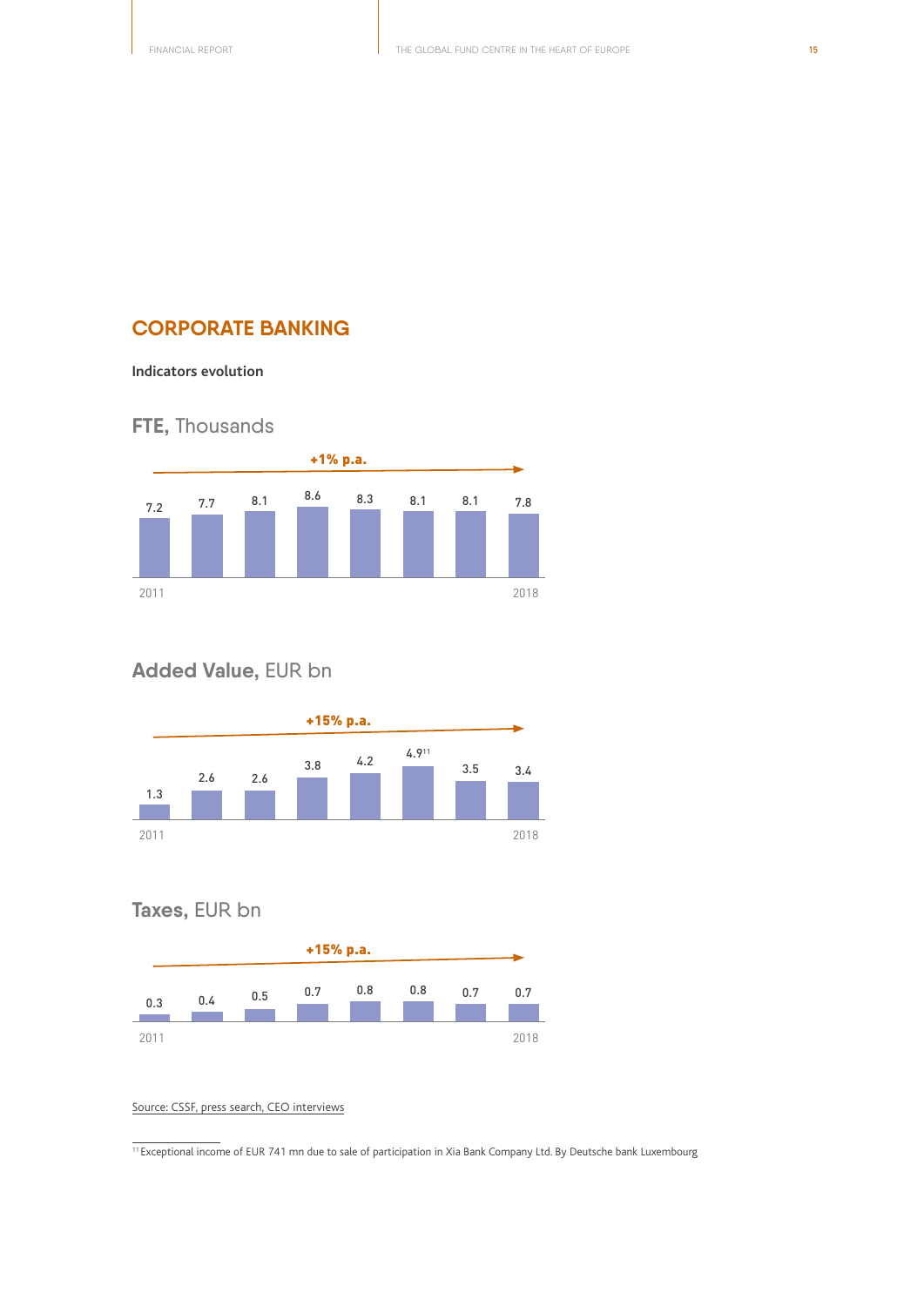# CORPORATE BANKING

**Indicators evolution**

## **FTE,** Thousands

+1% p.a.

| 2011 | | | | | | | 2018 |
|---|---|---|---|---|---|---|---|
| 7.2 | 7.7 | 8.1 | 8.6 | 8.3 | 8.1 | 8.1 | 7.8 |

## **Added Value,** EUR bn

+15% p.a.

| 2011 | | | | | | | 2018 |
|---|---|---|---|---|---|---|---|
| 1.3 | 2.6 | 2.6 | 3.8 | 4.2 | 4.9[11] | 3.5 | 3.4 |

## **Taxes,** EUR bn

+15% p.a.

| 2011 | | | | | | | 2018 |
|---|---|---|---|---|---|---|---|
| 0.3 | 0.4 | 0.5 | 0.7 | 0.8 | 0.8 | 0.7 | 0.7 |

Source: CSSF, press search, CEO interviews

[11] Exceptional income of EUR 741 mn due to sale of participation in Xia Bank Company Ltd. By Deutsche bank Luxembourg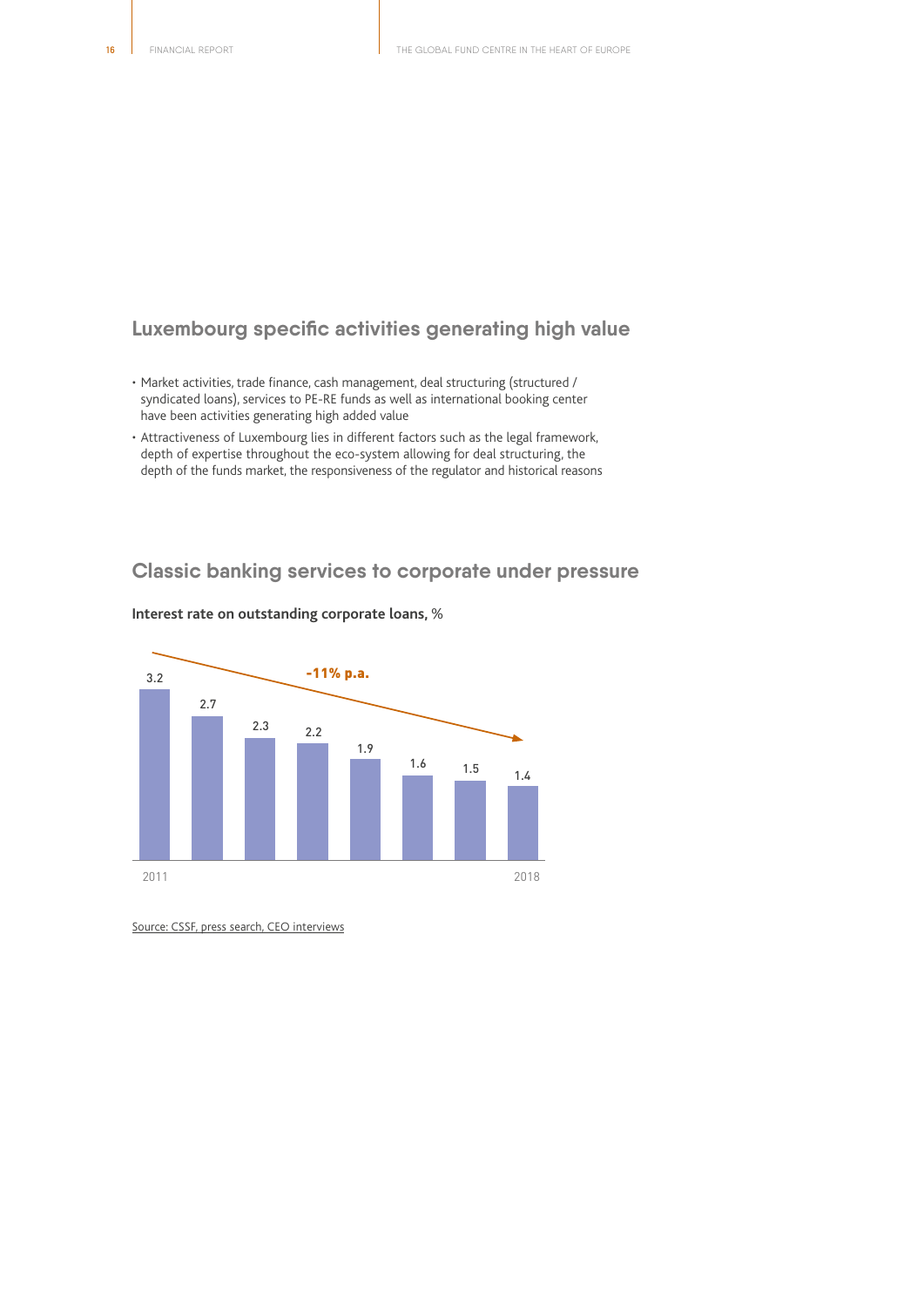## Luxembourg specific activities generating high value

- Market activities, trade finance, cash management, deal structuring (structured / syndicated loans), services to PE-RE funds as well as international booking center have been activities generating high added value
- Attractiveness of Luxembourg lies in different factors such as the legal framework, depth of expertise throughout the eco-system allowing for deal structuring, the depth of the funds market, the responsiveness of the regulator and historical reasons

## Classic banking services to corporate under pressure

**Interest rate on outstanding corporate loans,** %

-11% p.a.

| 2011 | | | | | | | 2018 |
|---|---|---|---|---|---|---|---|
| 3.2 | 2.7 | 2.3 | 2.2 | 1.9 | 1.6 | 1.5 | 1.4 |

Source: CSSF, press search, CEO interviews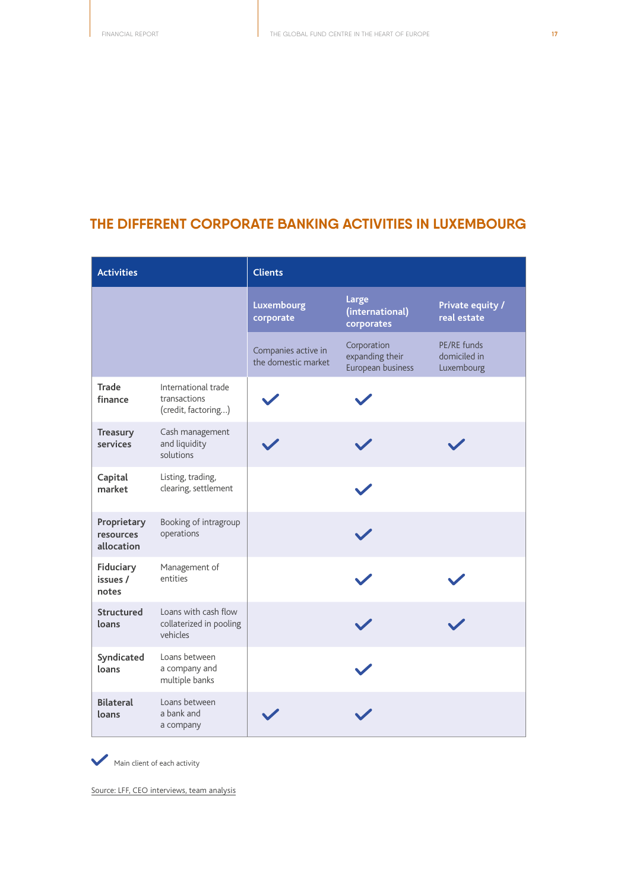## THE DIFFERENT CORPORATE BANKING ACTIVITIES IN LUXEMBOURG

| Activities | | Clients | | |
|---|---|---|---|---|
| | | **Luxembourg corporate** | **Large (international) corporates** | **Private equity / real estate** |
| | | Companies active in the domestic market | Corporation expanding their European business | PE/RE funds domiciled in Luxembourg |
| **Trade finance** | International trade transactions (credit, factoring...) | ✓ | ✓ | |
| **Treasury services** | Cash management and liquidity solutions | ✓ | ✓ | ✓ |
| **Capital market** | Listing, trading, clearing, settlement | | ✓ | |
| **Proprietary resources allocation** | Booking of intragroup operations | | ✓ | |
| **Fiduciary issues / notes** | Management of entities | | ✓ | ✓ |
| **Structured loans** | Loans with cash flow collaterized in pooling vehicles | | ✓ | ✓ |
| **Syndicated loans** | Loans between a company and multiple banks | | ✓ | |
| **Bilateral loans** | Loans between a bank and a company | ✓ | ✓ | |

✓ Main client of each activity

Source: LFF, CEO interviews, team analysis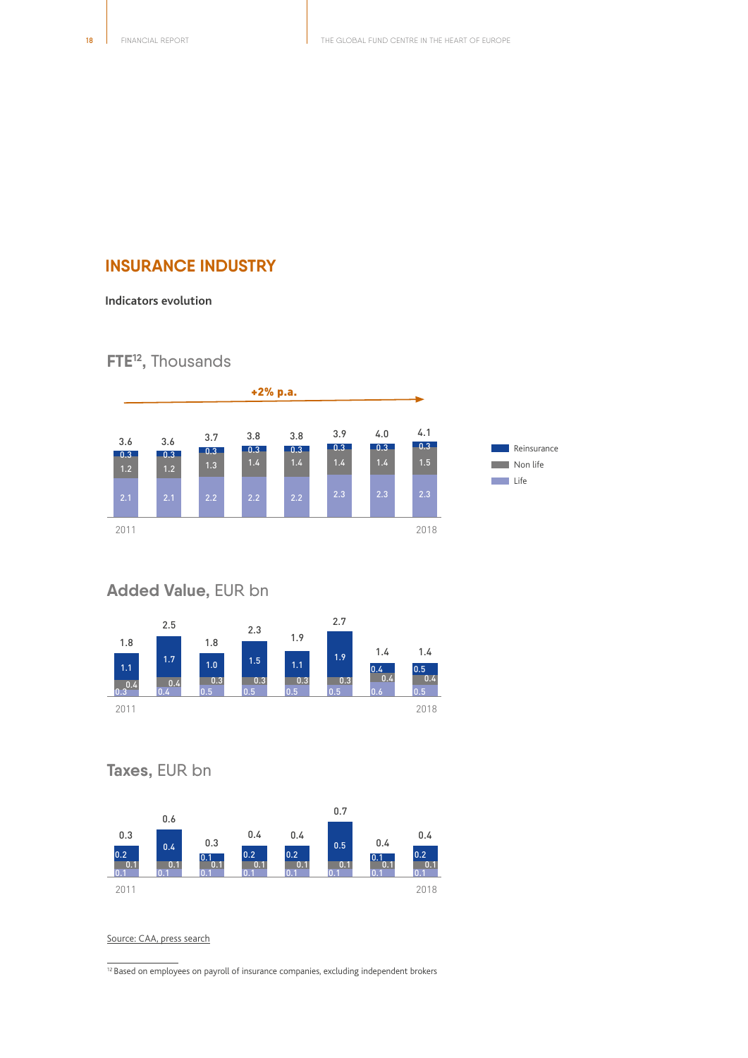## INSURANCE INDUSTRY

**Indicators evolution**

### FTE[12], Thousands

+2% p.a.

| | 2011 | | | | | | | 2018 |
|---|---|---|---|---|---|---|---|---|
| Total | 3.6 | 3.6 | 3.7 | 3.8 | 3.8 | 3.9 | 4.0 | 4.1 |
| Reinsurance | 0.3 | 0.3 | 0.3 | 0.3 | 0.3 | 0.3 | 0.3 | 0.3 |
| Non life | 1.2 | 1.2 | 1.3 | 1.4 | 1.4 | 1.4 | 1.4 | 1.5 |
| Life | 2.1 | 2.1 | 2.2 | 2.2 | 2.2 | 2.3 | 2.3 | 2.3 |

### Added Value, EUR bn

| | 2011 | | | | | | | 2018 |
|---|---|---|---|---|---|---|---|---|
| Total | 1.8 | 2.5 | 1.8 | 2.3 | 1.9 | 2.7 | 1.4 | 1.4 |
| Reinsurance | 1.1 | 1.7 | 1.0 | 1.5 | 1.1 | 1.9 | 0.4 | 0.5 |
| Non life | 0.4 | 0.4 | 0.3 | 0.3 | 0.3 | 0.3 | 0.4 | 0.4 |
| Life | 0.3 | 0.4 | 0.5 | 0.5 | 0.5 | 0.5 | 0.6 | 0.5 |

### Taxes, EUR bn

| | 2011 | | | | | | | 2018 |
|---|---|---|---|---|---|---|---|---|
| Total | 0.3 | 0.6 | 0.3 | 0.4 | 0.4 | 0.7 | 0.4 | 0.4 |
| Reinsurance | 0.2 | 0.4 | 0.1 | 0.2 | 0.2 | 0.5 | 0.1 | 0.2 |
| Non life | 0.1 | 0.1 | 0.1 | 0.1 | 0.1 | 0.1 | 0.1 | 0.1 |
| Life | 0.1 | 0.1 | 0.1 | 0.1 | 0.1 | 0.1 | 0.1 | 0.1 |

Source: CAA, press search

[12] Based on employees on payroll of insurance companies, excluding independent brokers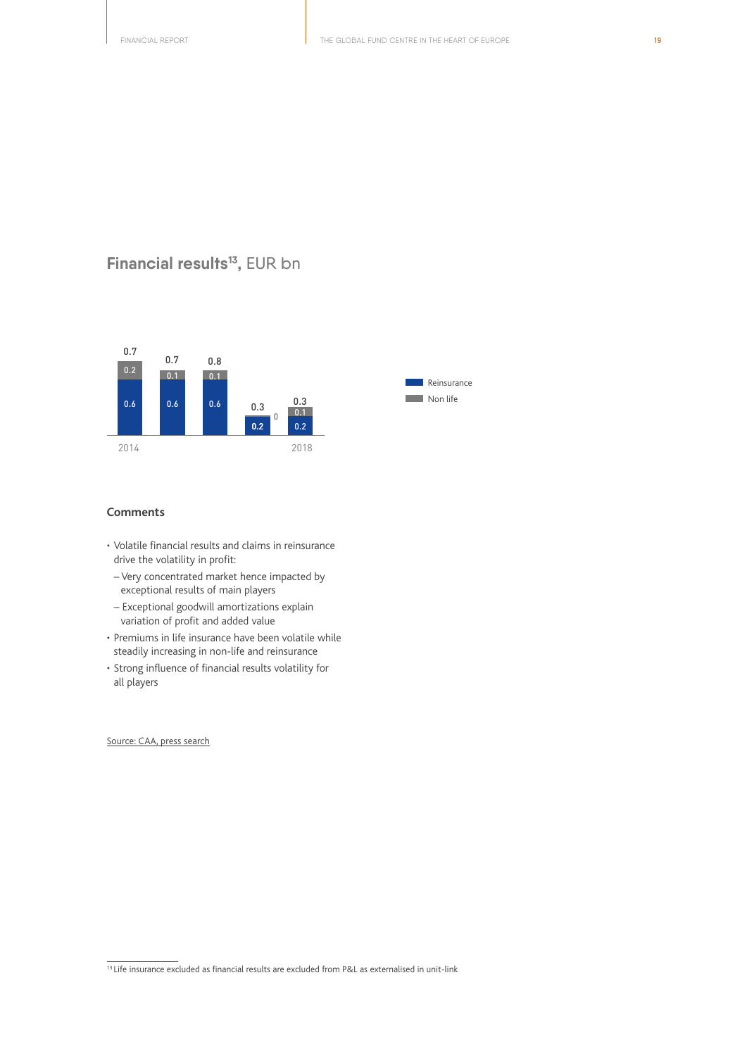## Financial results[13], EUR bn

| Year | Reinsurance | Non life | Total |
|---|---|---|---|
| 2014 | 0.6 | 0.2 | 0.7 |
| | 0.6 | 0.1 | 0.7 |
| | 0.6 | 0.1 | 0.8 |
| | 0.2 | 0 | 0.3 |
| 2018 | 0.2 | 0.1 | 0.3 |

### Comments

- Volatile financial results and claims in reinsurance drive the volatility in profit:
  - Very concentrated market hence impacted by exceptional results of main players
  - Exceptional goodwill amortizations explain variation of profit and added value
- Premiums in life insurance have been volatile while steadily increasing in non-life and reinsurance
- Strong influence of financial results volatility for all players

Source: CAA, press search

[13] Life insurance excluded as financial results are excluded from P&L as externalised in unit-link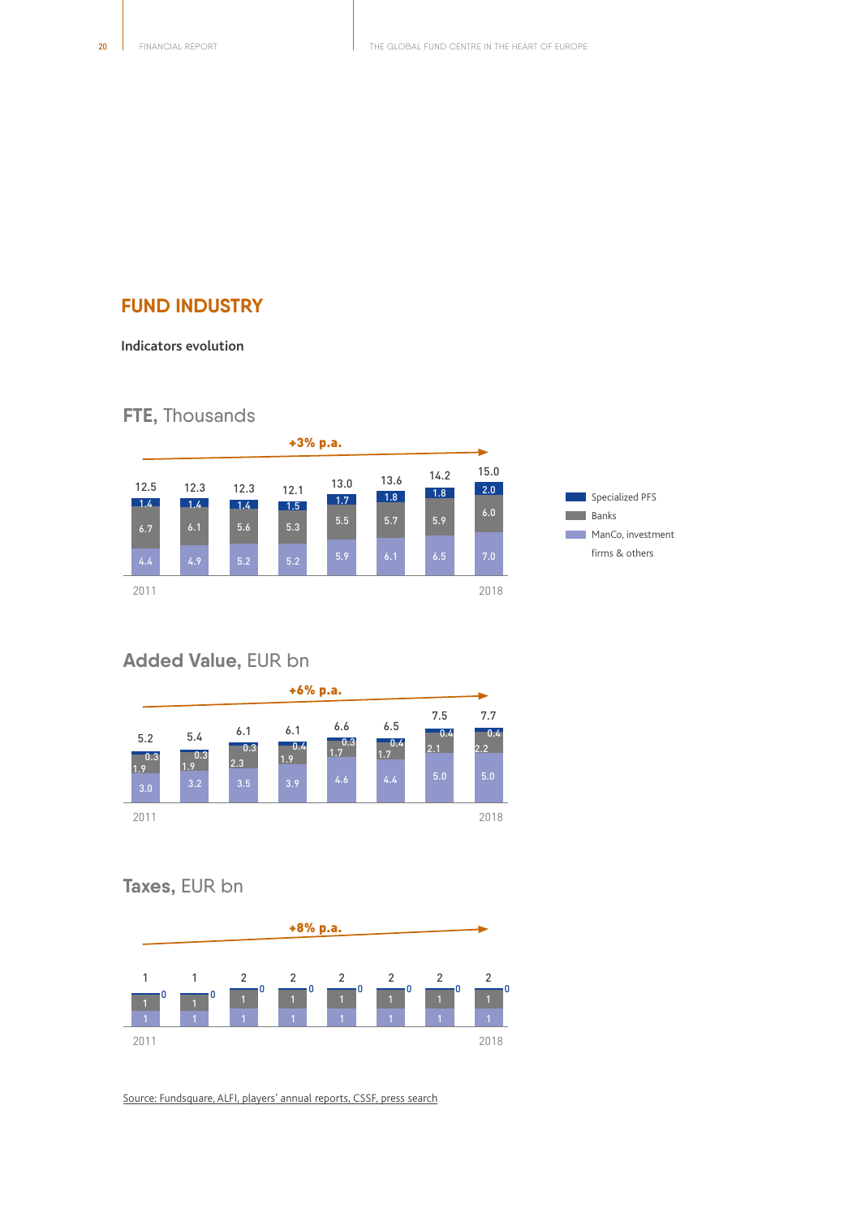## FUND INDUSTRY

**Indicators evolution**

### FTE, Thousands

+3% p.a.

| Year | 2011 | | | | | | | 2018 |
|---|---|---|---|---|---|---|---|---|
| Total | 12.5 | 12.3 | 12.3 | 12.1 | 13.0 | 13.6 | 14.2 | 15.0 |
| Specialized PFS | 1.4 | 1.4 | 1.4 | 1.5 | 1.7 | 1.8 | 1.8 | 2.0 |
| Banks | 6.7 | 6.1 | 5.6 | 5.3 | 5.5 | 5.7 | 5.9 | 6.0 |
| ManCo, investment firms & others | 4.4 | 4.9 | 5.2 | 5.2 | 5.9 | 6.1 | 6.5 | 7.0 |

### Added Value, EUR bn

+6% p.a.

| Year | 2011 | | | | | | | 2018 |
|---|---|---|---|---|---|---|---|---|
| Total | 5.2 | 5.4 | 6.1 | 6.1 | 6.6 | 6.5 | 7.5 | 7.7 |
| Specialized PFS | 0.3 | 0.3 | 0.3 | 0.4 | 0.3 | 0.4 | 0.4 | 0.4 |
| Banks | 1.9 | 1.9 | 2.3 | 1.9 | 1.7 | 1.7 | 2.1 | 2.2 |
| ManCo, investment firms & others | 3.0 | 3.2 | 3.5 | 3.9 | 4.6 | 4.4 | 5.0 | 5.0 |

### Taxes, EUR bn

+8% p.a.

| Year | 2011 | | | | | | | 2018 |
|---|---|---|---|---|---|---|---|---|
| Total | 1 | 1 | 2 | 2 | 2 | 2 | 2 | 2 |
| Specialized PFS | 0 | 0 | 0 | 0 | 0 | 0 | 0 | 0 |
| Banks | 1 | 1 | 1 | 1 | 1 | 1 | 1 | 1 |
| ManCo, investment firms & others | 1 | 1 | 1 | 1 | 1 | 1 | 1 | 1 |

Source: Fundsquare, ALFI, players' annual reports, CSSF, press search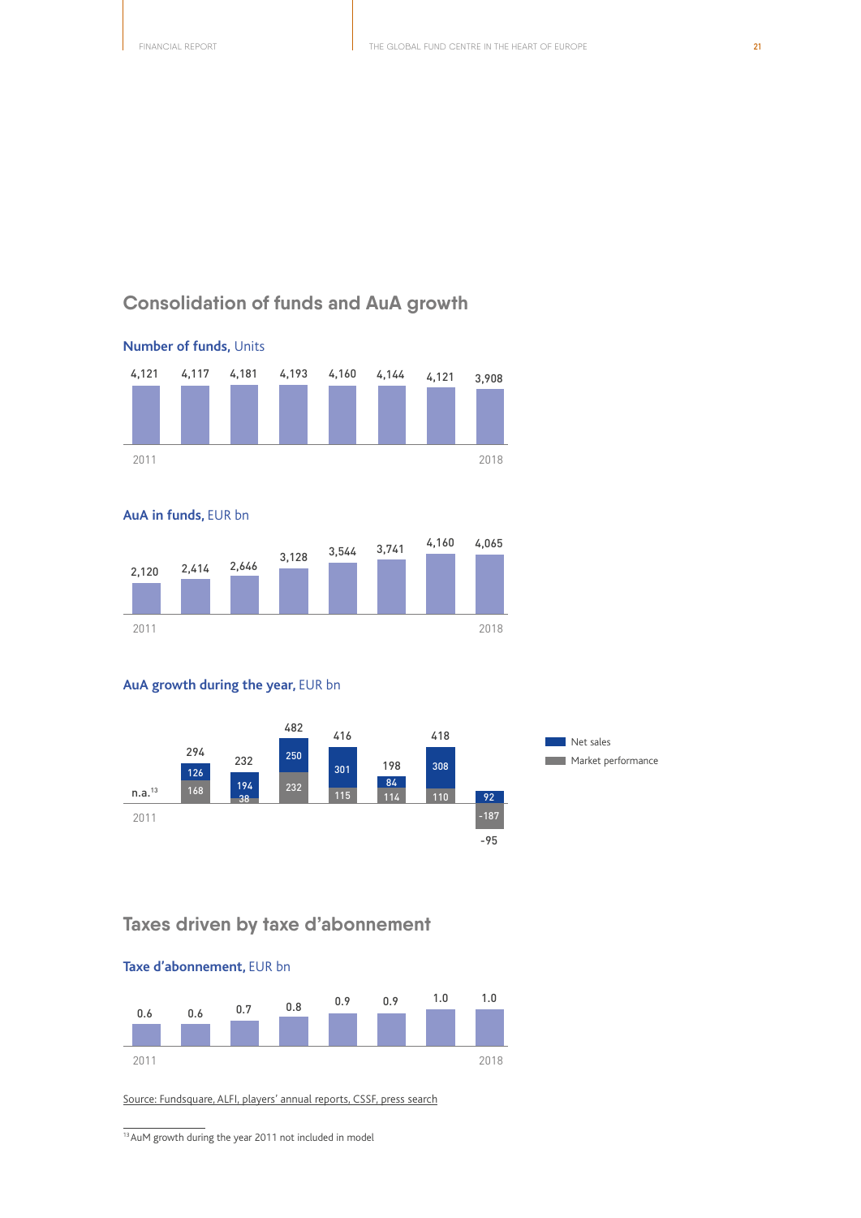## Consolidation of funds and AuA growth

**Number of funds,** Units

| 2011 | | | | | | | 2018 |
|---|---|---|---|---|---|---|---|
| 4,121 | 4,117 | 4,181 | 4,193 | 4,160 | 4,144 | 4,121 | 3,908 |

**AuA in funds,** EUR bn

| 2011 | | | | | | | 2018 |
|---|---|---|---|---|---|---|---|
| 2,120 | 2,414 | 2,646 | 3,128 | 3,544 | 3,741 | 4,160 | 4,065 |

**AuA growth during the year,** EUR bn

| | 2011 | | | | | | | 2018 |
|---|---|---|---|---|---|---|---|---|
| Total | n.a.[13] | 294 | 232 | 482 | 416 | 198 | 418 | -95 |
| Net sales | | 126 | 194 | 250 | 301 | 84 | 308 | 92 |
| Market performance | | 168 | 38 | 232 | 115 | 114 | 110 | -187 |

## Taxes driven by taxe d'abonnement

**Taxe d'abonnement,** EUR bn

| 2011 | | | | | | | 2018 |
|---|---|---|---|---|---|---|---|
| 0.6 | 0.6 | 0.7 | 0.8 | 0.9 | 0.9 | 1.0 | 1.0 |

Source: Fundsquare, ALFI, players' annual reports, CSSF, press search

[13] AuM growth during the year 2011 not included in model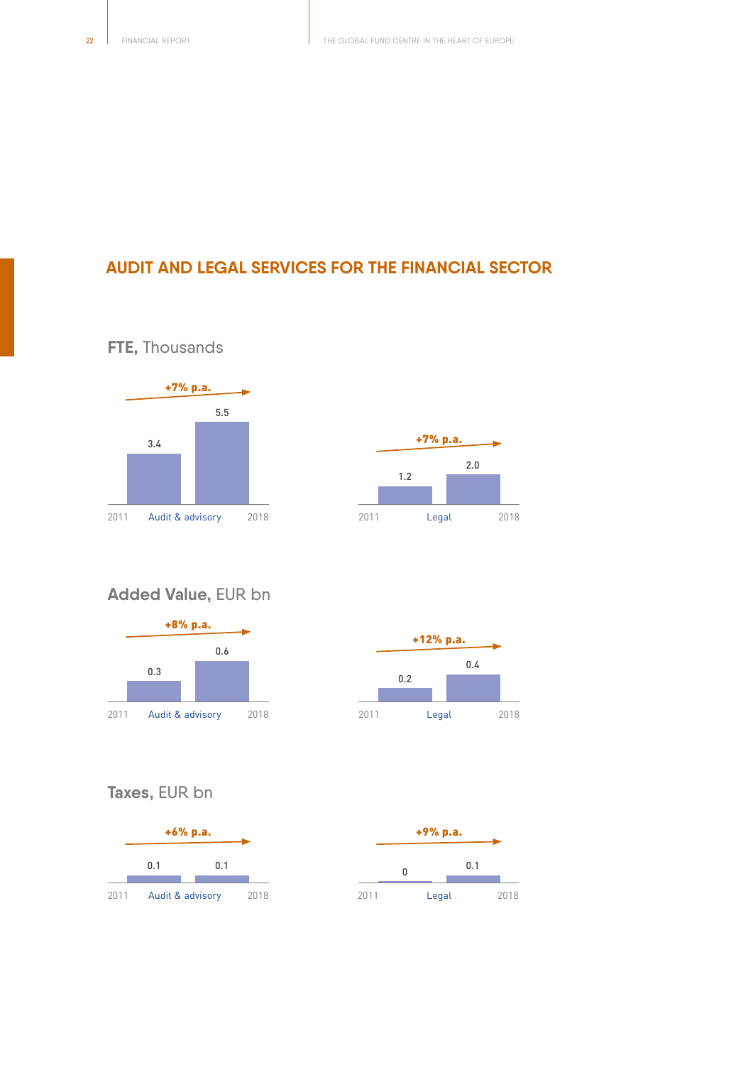## AUDIT AND LEGAL SERVICES FOR THE FINANCIAL SECTOR

### FTE, Thousands

| | 2011 | 2018 | Growth |
|---|---|---|---|
| Audit & advisory | 3.4 | 5.5 | +7% p.a. |
| Legal | 1.2 | 2.0 | +7% p.a. |

### Added Value, EUR bn

| | 2011 | 2018 | Growth |
|---|---|---|---|
| Audit & advisory | 0.3 | 0.6 | +8% p.a. |
| Legal | 0.2 | 0.4 | +12% p.a. |

### Taxes, EUR bn

| | 2011 | 2018 | Growth |
|---|---|---|---|
| Audit & advisory | 0.1 | 0.1 | +6% p.a. |
| Legal | 0 | 0.1 | +9% p.a. |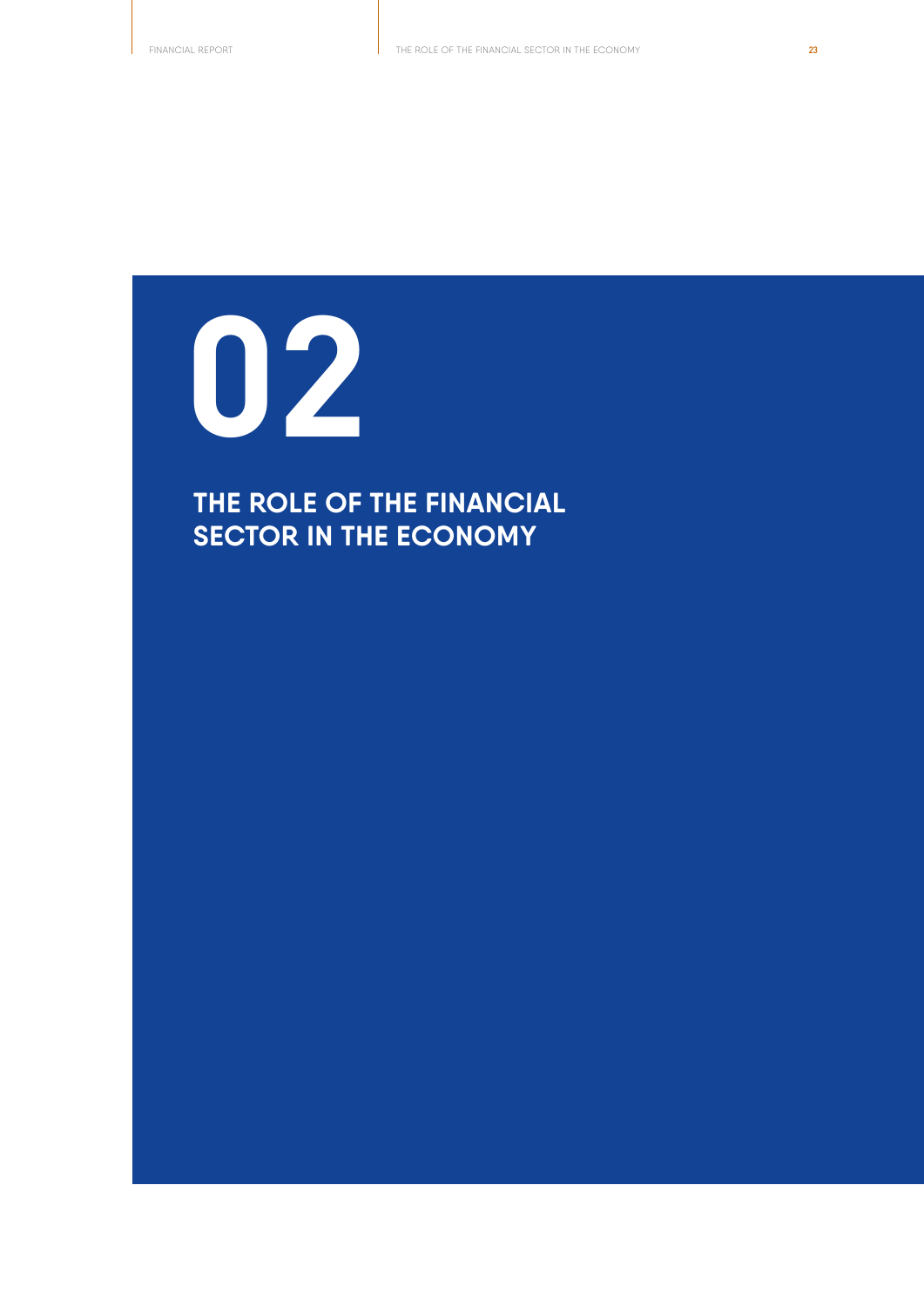# 02

## THE ROLE OF THE FINANCIAL SECTOR IN THE ECONOMY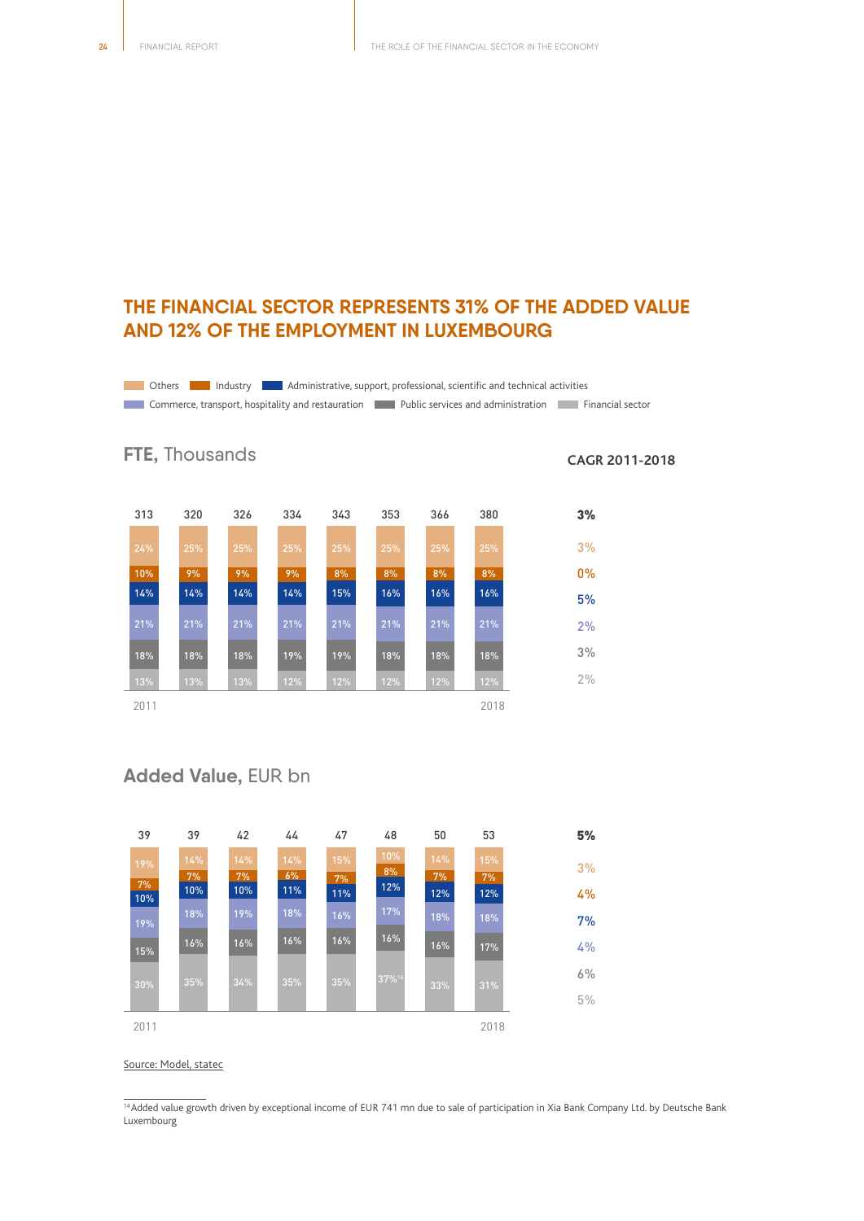## THE FINANCIAL SECTOR REPRESENTS 31% OF THE ADDED VALUE AND 12% OF THE EMPLOYMENT IN LUXEMBOURG

Others | Industry | Administrative, support, professional, scientific and technical activities | Commerce, transport, hospitality and restauration | Public services and administration | Financial sector

### FTE, Thousands

| | 2011 | | | | | | | 2018 | CAGR 2011-2018 |
|---|---|---|---|---|---|---|---|---|---|
| Total | 313 | 320 | 326 | 334 | 343 | 353 | 366 | 380 | 3% |
| Others | 24% | 25% | 25% | 25% | 25% | 25% | 25% | 25% | 3% |
| Industry | 10% | 9% | 9% | 9% | 8% | 8% | 8% | 8% | 0% |
| Administrative, support, professional, scientific and technical activities | 14% | 14% | 14% | 14% | 15% | 16% | 16% | 16% | 5% |
| Commerce, transport, hospitality and restauration | 21% | 21% | 21% | 21% | 21% | 21% | 21% | 21% | 2% |
| Public services and administration | 18% | 18% | 18% | 19% | 19% | 18% | 18% | 18% | 3% |
| Financial sector | 13% | 13% | 13% | 12% | 12% | 12% | 12% | 12% | 2% |

### Added Value, EUR bn

| | 2011 | | | | | | | 2018 | CAGR 2011-2018 |
|---|---|---|---|---|---|---|---|---|---|
| Total | 39 | 39 | 42 | 44 | 47 | 48 | 50 | 53 | 5% |
| Others | 19% | 14% | 14% | 14% | 15% | 10% | 14% | 15% | 3% |
| Industry | 7% | 7% | 7% | 6% | 7% | 8% | 7% | 7% | 4% |
| Administrative, support, professional, scientific and technical activities | 10% | 10% | 10% | 11% | 11% | 12% | 12% | 12% | 7% |
| Commerce, transport, hospitality and restauration | 19% | 18% | 19% | 18% | 16% | 17% | 18% | 18% | 4% |
| Public services and administration | 15% | 16% | 16% | 16% | 16% | 16% | 16% | 17% | 6% |
| Financial sector | 30% | 35% | 34% | 35% | 35% | 37%[14] | 33% | 31% | 5% |

Source: Model, statec

[14] Added value growth driven by exceptional income of EUR 741 mn due to sale of participation in Xia Bank Company Ltd. by Deutsche Bank Luxembourg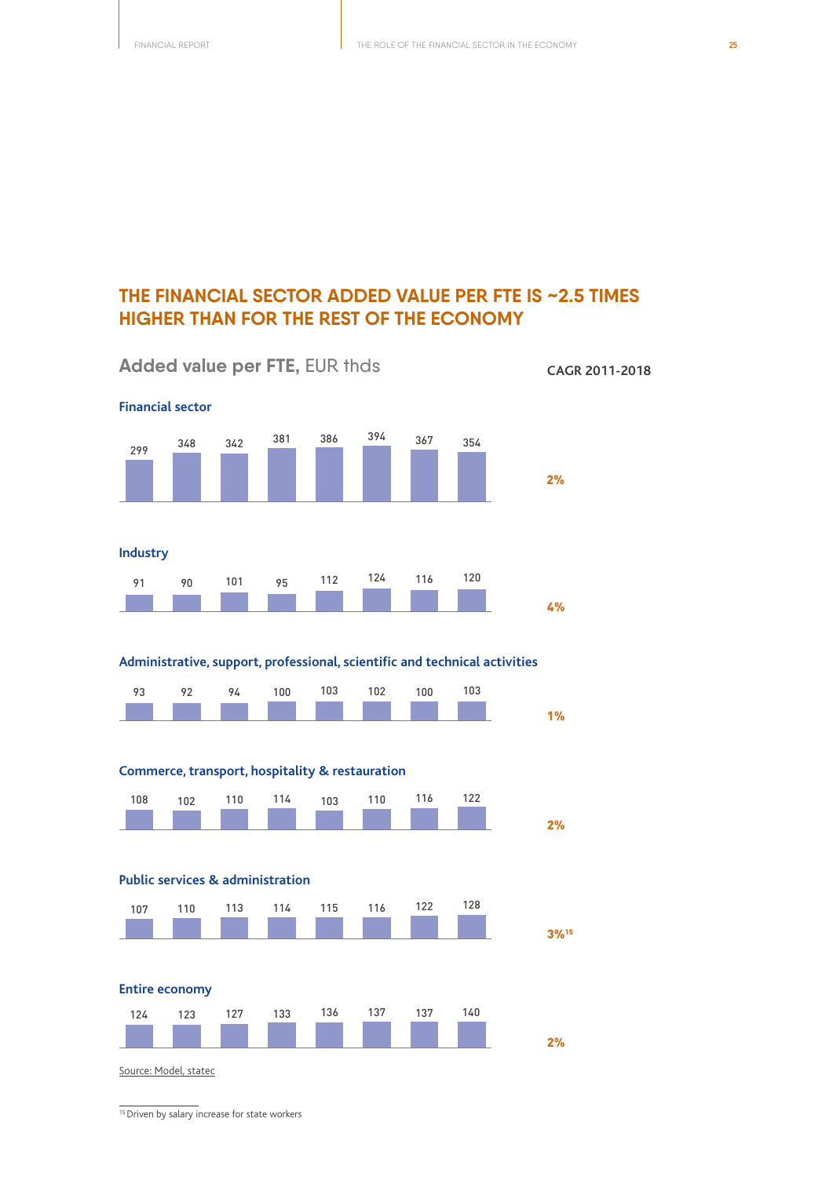## THE FINANCIAL SECTOR ADDED VALUE PER FTE IS ~2.5 TIMES HIGHER THAN FOR THE REST OF THE ECONOMY

**Added value per FTE,** EUR thds

| Sector | | | | | | | | | CAGR 2011-2018 |
|---|---|---|---|---|---|---|---|---|---|
| Financial sector | 299 | 348 | 342 | 381 | 386 | 394 | 367 | 354 | 2% |
| Industry | 91 | 90 | 101 | 95 | 112 | 124 | 116 | 120 | 4% |
| Administrative, support, professional, scientific and technical activities | 93 | 92 | 94 | 100 | 103 | 102 | 100 | 103 | 1% |
| Commerce, transport, hospitality & restauration | 108 | 102 | 110 | 114 | 103 | 110 | 116 | 122 | 2% |
| Public services & administration | 107 | 110 | 113 | 114 | 115 | 116 | 122 | 128 | 3%[15] |
| Entire economy | 124 | 123 | 127 | 133 | 136 | 137 | 137 | 140 | 2% |

Source: Model, statec

[15] Driven by salary increase for state workers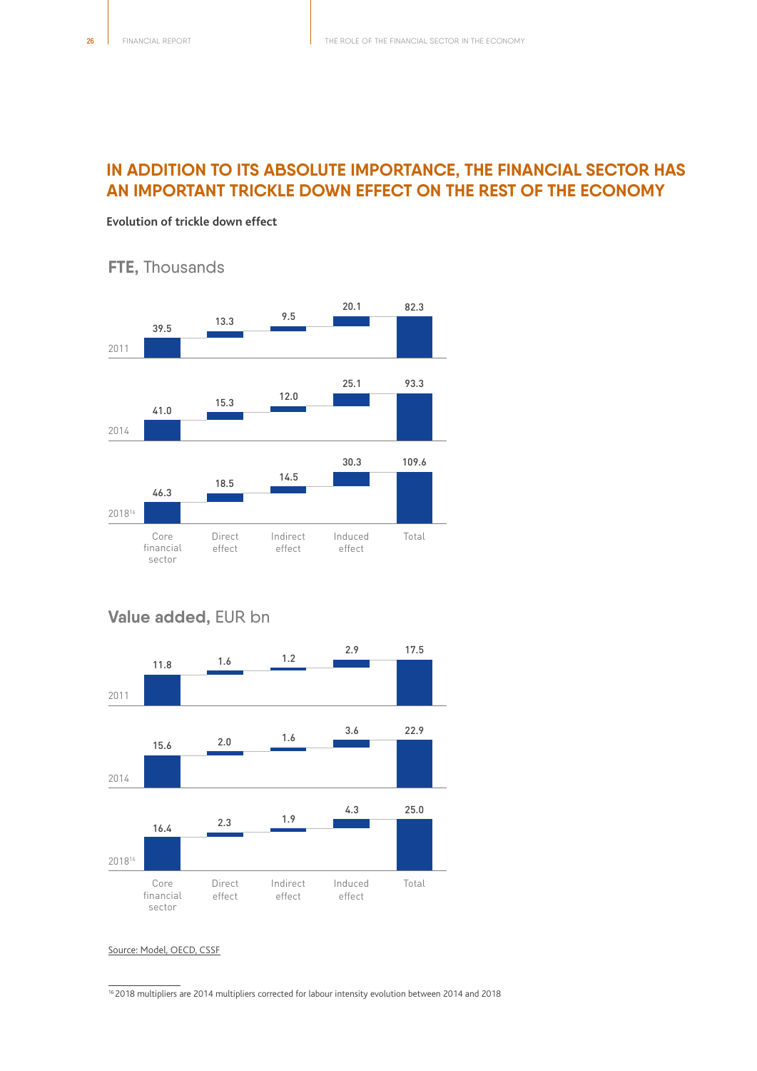## IN ADDITION TO ITS ABSOLUTE IMPORTANCE, THE FINANCIAL SECTOR HAS AN IMPORTANT TRICKLE DOWN EFFECT ON THE REST OF THE ECONOMY

**Evolution of trickle down effect**

### **FTE,** Thousands

| | Core financial sector | Direct effect | Indirect effect | Induced effect | Total |
|---|---|---|---|---|---|
| 2011 | 39.5 | 13.3 | 9.5 | 20.1 | 82.3 |
| 2014 | 41.0 | 15.3 | 12.0 | 25.1 | 93.3 |
| 2018[16] | 46.3 | 18.5 | 14.5 | 30.3 | 109.6 |

### **Value added,** EUR bn

| | Core financial sector | Direct effect | Indirect effect | Induced effect | Total |
|---|---|---|---|---|---|
| 2011 | 11.8 | 1.6 | 1.2 | 2.9 | 17.5 |
| 2014 | 15.6 | 2.0 | 1.6 | 3.6 | 22.9 |
| 2018[16] | 16.4 | 2.3 | 1.9 | 4.3 | 25.0 |

Source: Model, OECD, CSSF

[16] 2018 multipliers are 2014 multipliers corrected for labour intensity evolution between 2014 and 2018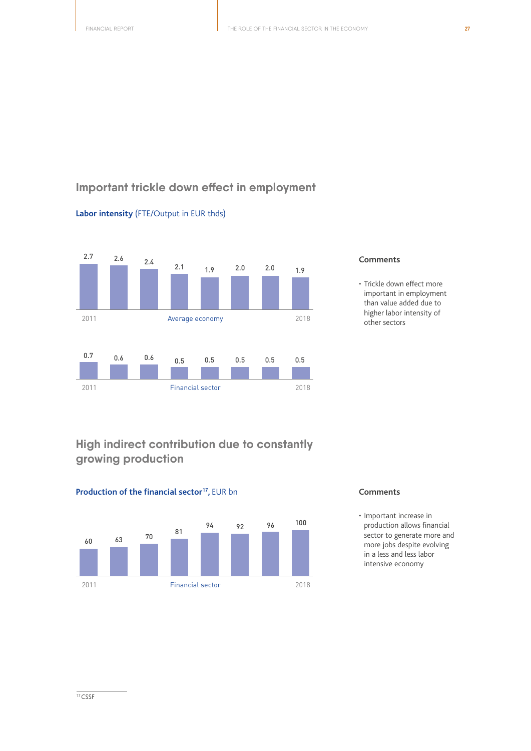## Important trickle down effect in employment

**Labor intensity** (FTE/Output in EUR thds)

| | 2011 | | | | | | | 2018 |
|---|---|---|---|---|---|---|---|---|
| Average economy | 2.7 | 2.6 | 2.4 | 2.1 | 1.9 | 2.0 | 2.0 | 1.9 |
| Financial sector | 0.7 | 0.6 | 0.6 | 0.5 | 0.5 | 0.5 | 0.5 | 0.5 |

### Comments

- Trickle down effect more important in employment than value added due to higher labor intensity of other sectors

## High indirect contribution due to constantly growing production

**Production of the financial sector[17],** EUR bn

| | 2011 | | | | | | | 2018 |
|---|---|---|---|---|---|---|---|---|
| Financial sector | 60 | 63 | 70 | 81 | 94 | 92 | 96 | 100 |

### Comments

- Important increase in production allows financial sector to generate more and more jobs despite evolving in a less and less labor intensive economy

[17] CSSF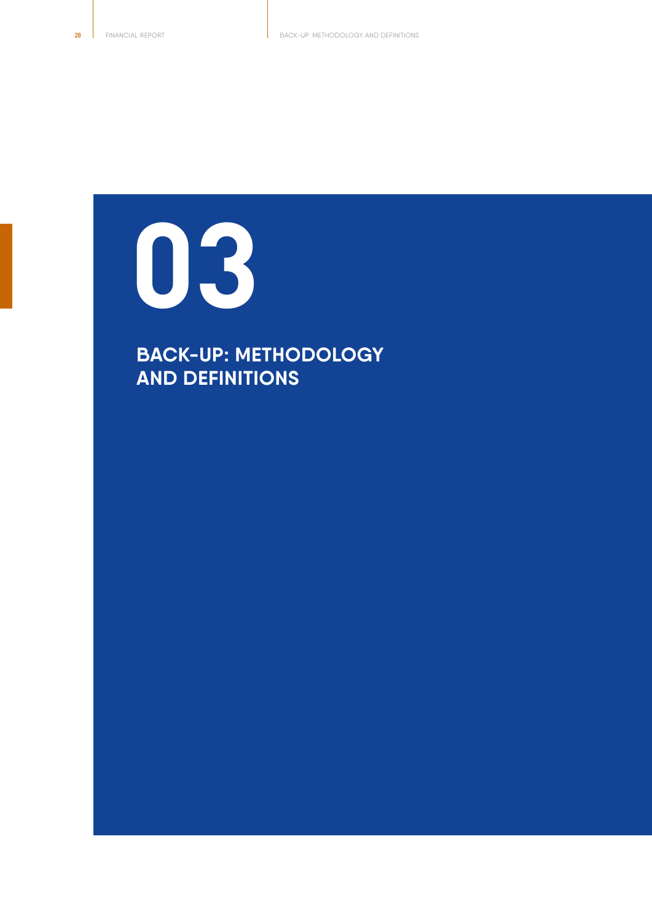# 03

## BACK-UP: METHODOLOGY AND DEFINITIONS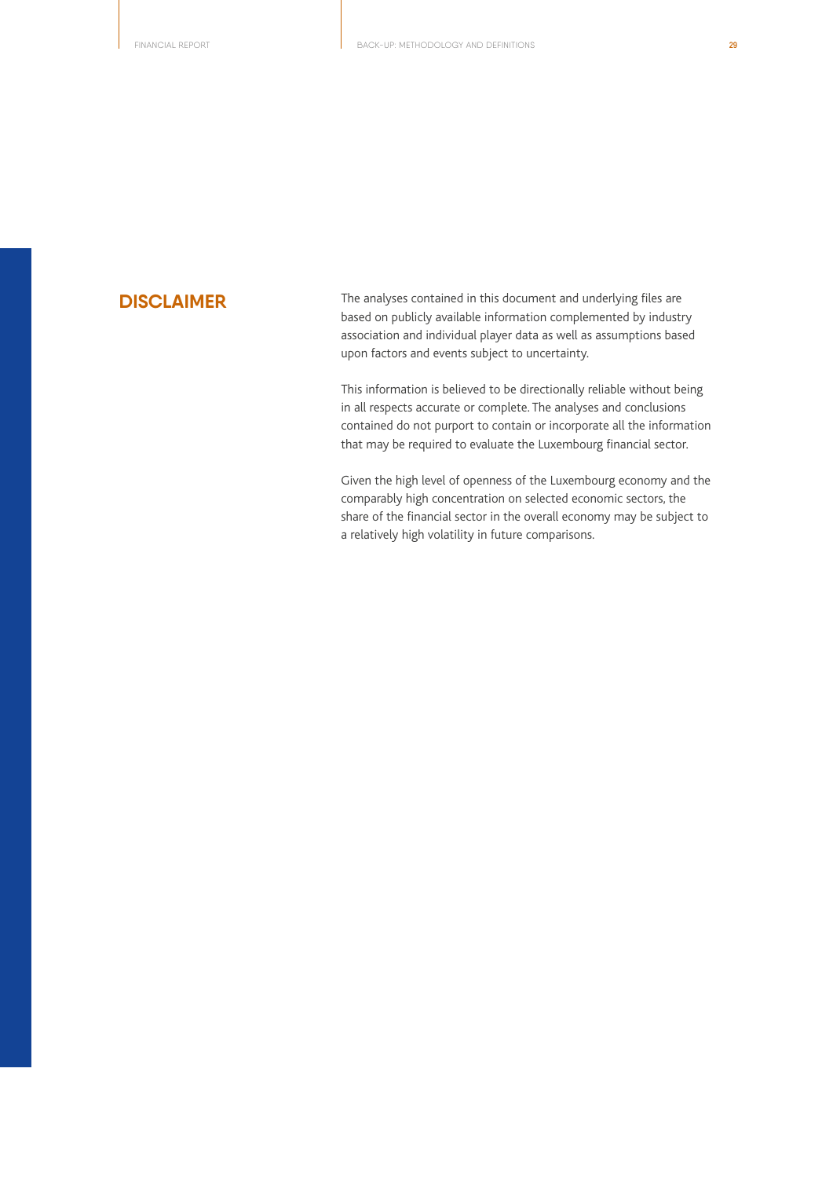## DISCLAIMER

The analyses contained in this document and underlying files are based on publicly available information complemented by industry association and individual player data as well as assumptions based upon factors and events subject to uncertainty.

This information is believed to be directionally reliable without being in all respects accurate or complete. The analyses and conclusions contained do not purport to contain or incorporate all the information that may be required to evaluate the Luxembourg financial sector.

Given the high level of openness of the Luxembourg economy and the comparably high concentration on selected economic sectors, the share of the financial sector in the overall economy may be subject to a relatively high volatility in future comparisons.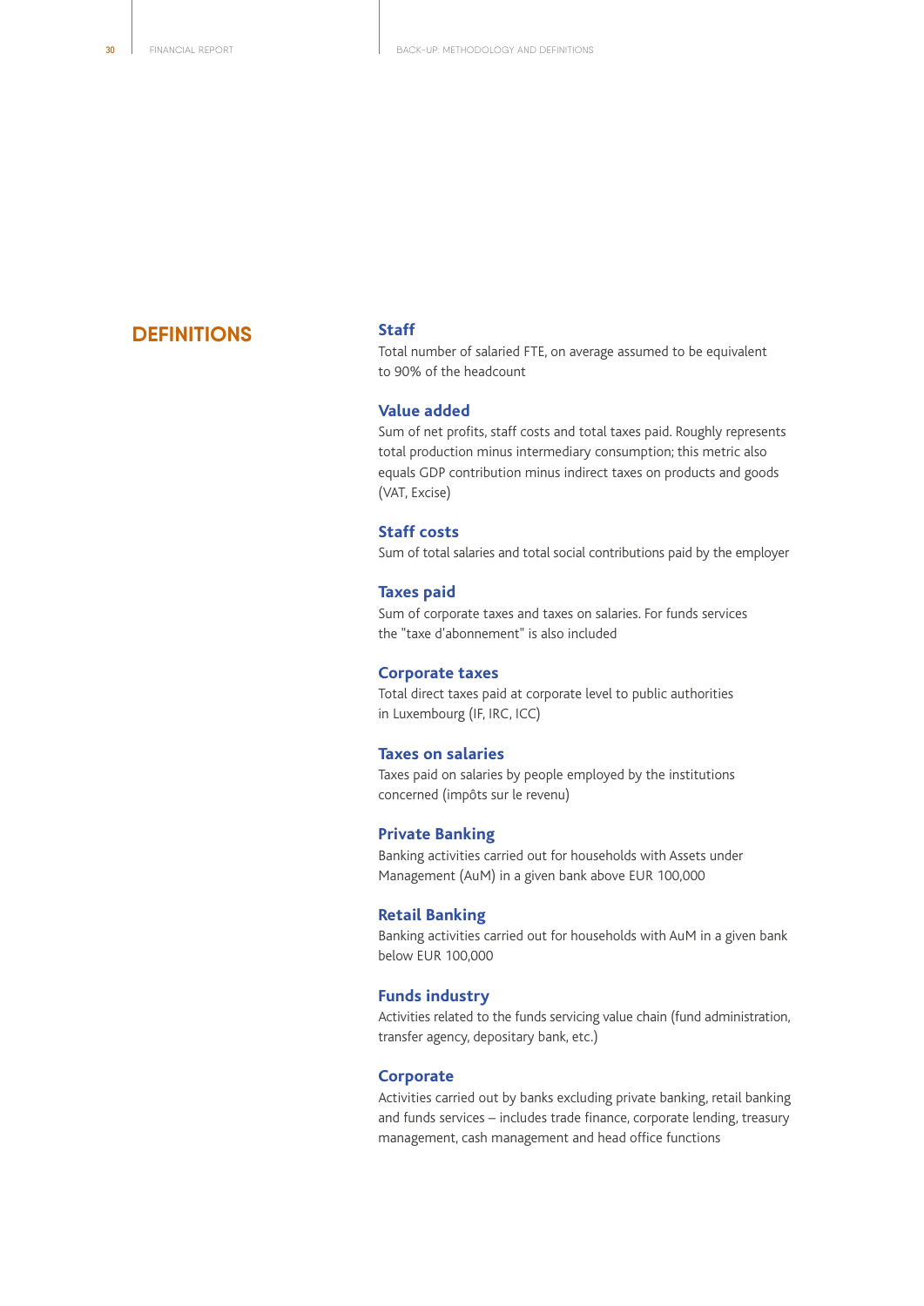## DEFINITIONS

### Staff

Total number of salaried FTE, on average assumed to be equivalent to 90% of the headcount

### Value added

Sum of net profits, staff costs and total taxes paid. Roughly represents total production minus intermediary consumption; this metric also equals GDP contribution minus indirect taxes on products and goods (VAT, Excise)

### Staff costs

Sum of total salaries and total social contributions paid by the employer

### Taxes paid

Sum of corporate taxes and taxes on salaries. For funds services the "taxe d'abonnement" is also included

### Corporate taxes

Total direct taxes paid at corporate level to public authorities in Luxembourg (IF, IRC, ICC)

### Taxes on salaries

Taxes paid on salaries by people employed by the institutions concerned (impôts sur le revenu)

### Private Banking

Banking activities carried out for households with Assets under Management (AuM) in a given bank above EUR 100,000

### Retail Banking

Banking activities carried out for households with AuM in a given bank below EUR 100,000

### Funds industry

Activities related to the funds servicing value chain (fund administration, transfer agency, depositary bank, etc.)

### Corporate

Activities carried out by banks excluding private banking, retail banking and funds services – includes trade finance, corporate lending, treasury management, cash management and head office functions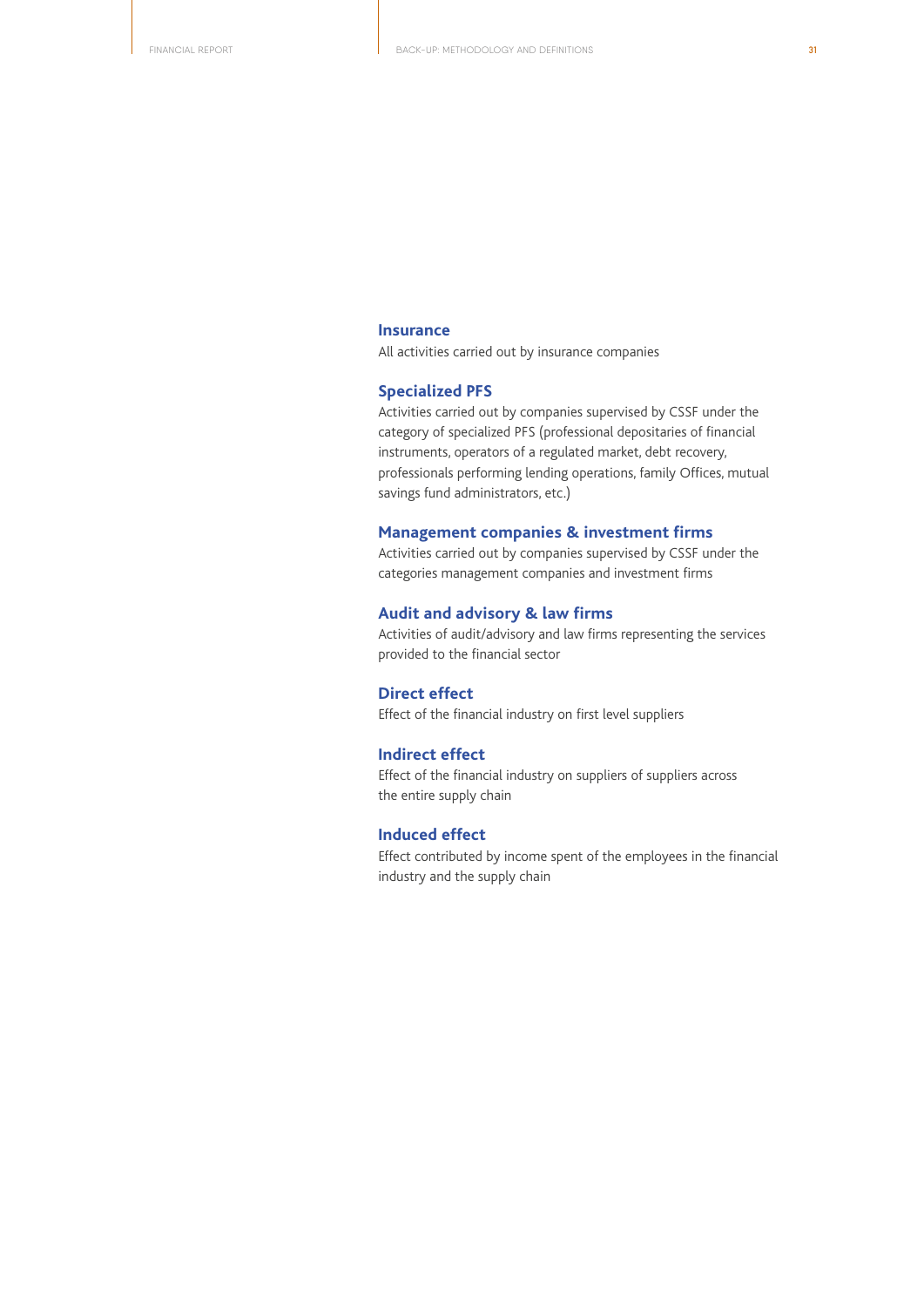### Insurance

All activities carried out by insurance companies

### Specialized PFS

Activities carried out by companies supervised by CSSF under the category of specialized PFS (professional depositaries of financial instruments, operators of a regulated market, debt recovery, professionals performing lending operations, family Offices, mutual savings fund administrators, etc.)

### Management companies & investment firms

Activities carried out by companies supervised by CSSF under the categories management companies and investment firms

### Audit and advisory & law firms

Activities of audit/advisory and law firms representing the services provided to the financial sector

### Direct effect

Effect of the financial industry on first level suppliers

### Indirect effect

Effect of the financial industry on suppliers of suppliers across the entire supply chain

### Induced effect

Effect contributed by income spent of the employees in the financial industry and the supply chain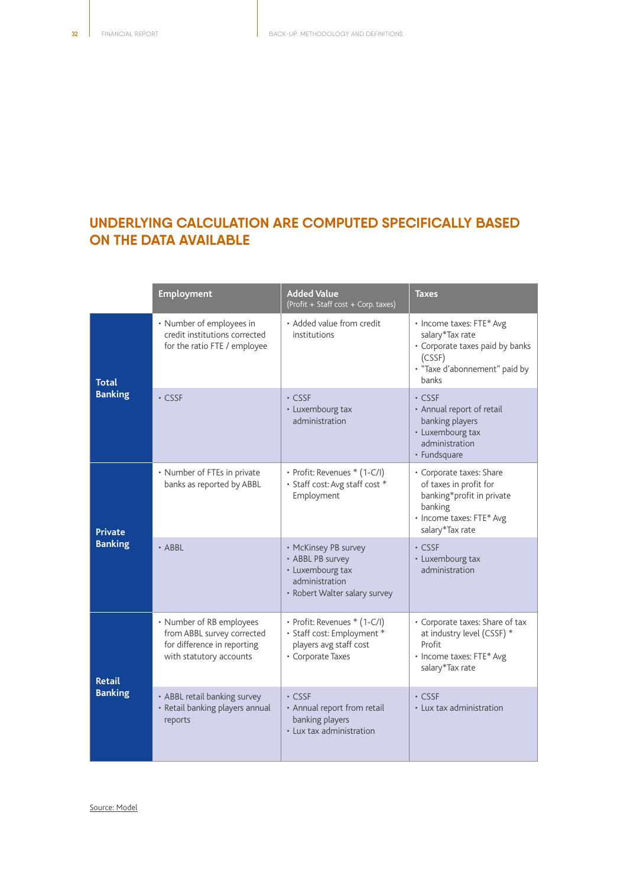## UNDERLYING CALCULATION ARE COMPUTED SPECIFICALLY BASED ON THE DATA AVAILABLE

| | Employment | Added Value (Profit + Staff cost + Corp. taxes) | Taxes |
|---|---|---|---|
| **Total Banking** | • Number of employees in credit institutions corrected for the ratio FTE / employee | • Added value from credit institutions | • Income taxes: FTE* Avg salary*Tax rate<br>• Corporate taxes paid by banks (CSSF)<br>• "Taxe d'abonnement" paid by banks |
| | • CSSF | • CSSF<br>• Luxembourg tax administration | • CSSF<br>• Annual report of retail banking players<br>• Luxembourg tax administration<br>• Fundsquare |
| **Private Banking** | • Number of FTEs in private banks as reported by ABBL | • Profit: Revenues * (1-C/I)<br>• Staff cost: Avg staff cost * Employment | • Corporate taxes: Share of taxes in profit for banking*profit in private banking<br>• Income taxes: FTE* Avg salary*Tax rate |
| | • ABBL | • McKinsey PB survey<br>• ABBL PB survey<br>• Luxembourg tax administration<br>• Robert Walter salary survey | • CSSF<br>• Luxembourg tax administration |
| **Retail Banking** | • Number of RB employees from ABBL survey corrected for difference in reporting with statutory accounts | • Profit: Revenues * (1-C/I)<br>• Staff cost: Employment * players avg staff cost<br>• Corporate Taxes | • Corporate taxes: Share of tax at industry level (CSSF) * Profit<br>• Income taxes: FTE* Avg salary*Tax rate |
| | • ABBL retail banking survey<br>• Retail banking players annual reports | • CSSF<br>• Annual report from retail banking players<br>• Lux tax administration | • CSSF<br>• Lux tax administration |

Source: Model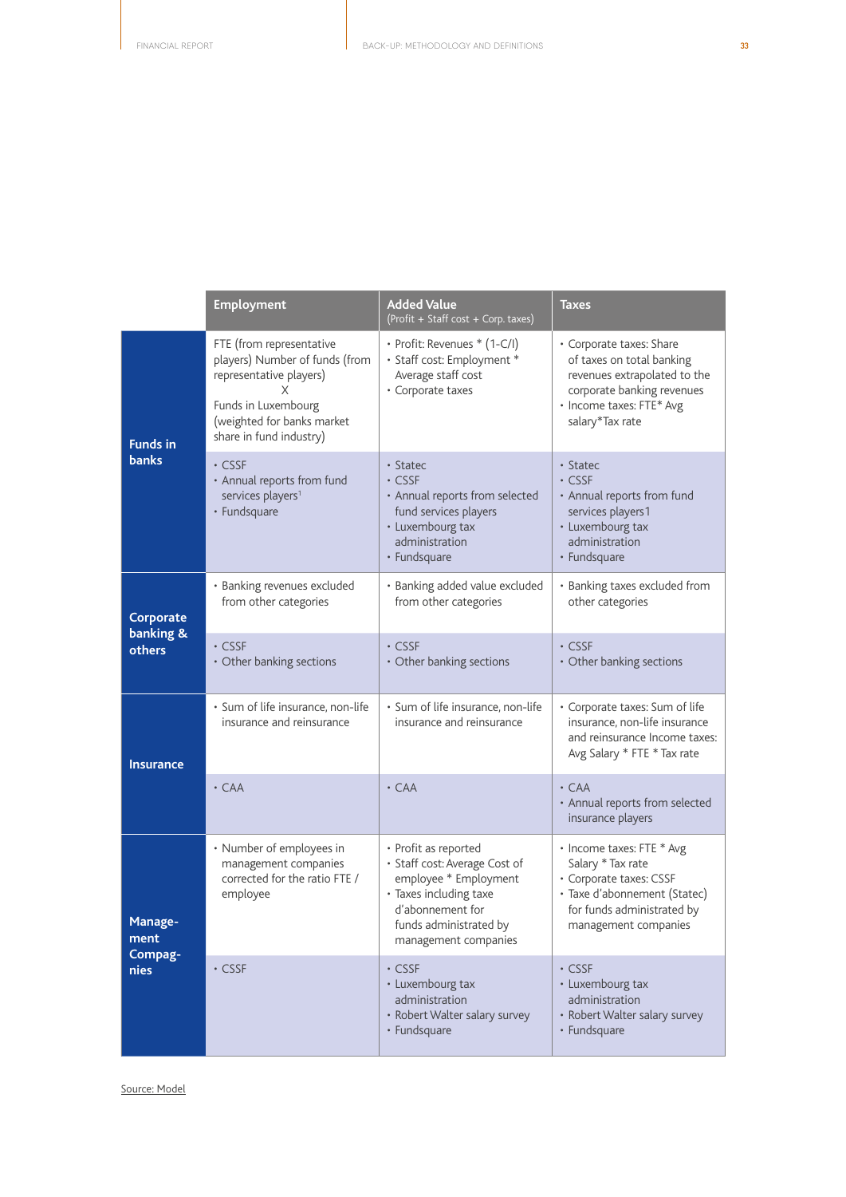| | Employment | Added Value (Profit + Staff cost + Corp. taxes) | Taxes |
|---|---|---|---|
| **Funds in banks** | FTE (from representative players) Number of funds (from representative players) X Funds in Luxembourg (weighted for banks market share in fund industry) | • Profit: Revenues * (1-C/I) • Staff cost: Employment * Average staff cost • Corporate taxes | • Corporate taxes: Share of taxes on total banking revenues extrapolated to the corporate banking revenues • Income taxes: FTE* Avg salary*Tax rate |
| | • CSSF • Annual reports from fund services players[1] • Fundsquare | • Statec • CSSF • Annual reports from selected fund services players • Luxembourg tax administration • Fundsquare | • Statec • CSSF • Annual reports from fund services players1 • Luxembourg tax administration • Fundsquare |
| **Corporate banking & others** | • Banking revenues excluded from other categories | • Banking added value excluded from other categories | • Banking taxes excluded from other categories |
| | • CSSF • Other banking sections | • CSSF • Other banking sections | • CSSF • Other banking sections |
| **Insurance** | • Sum of life insurance, non-life insurance and reinsurance | • Sum of life insurance, non-life insurance and reinsurance | • Corporate taxes: Sum of life insurance, non-life insurance and reinsurance Income taxes: Avg Salary * FTE * Tax rate |
| | • CAA | • CAA | • CAA • Annual reports from selected insurance players |
| **Management Compagnies** | • Number of employees in management companies corrected for the ratio FTE / employee | • Profit as reported • Staff cost: Average Cost of employee * Employment • Taxes including taxe d'abonnement for funds administrated by management companies | • Income taxes: FTE * Avg Salary * Tax rate • Corporate taxes: CSSF • Taxe d'abonnement (Statec) for funds administrated by management companies |
| | • CSSF | • CSSF • Luxembourg tax administration • Robert Walter salary survey • Fundsquare | • CSSF • Luxembourg tax administration • Robert Walter salary survey • Fundsquare |

Source: Model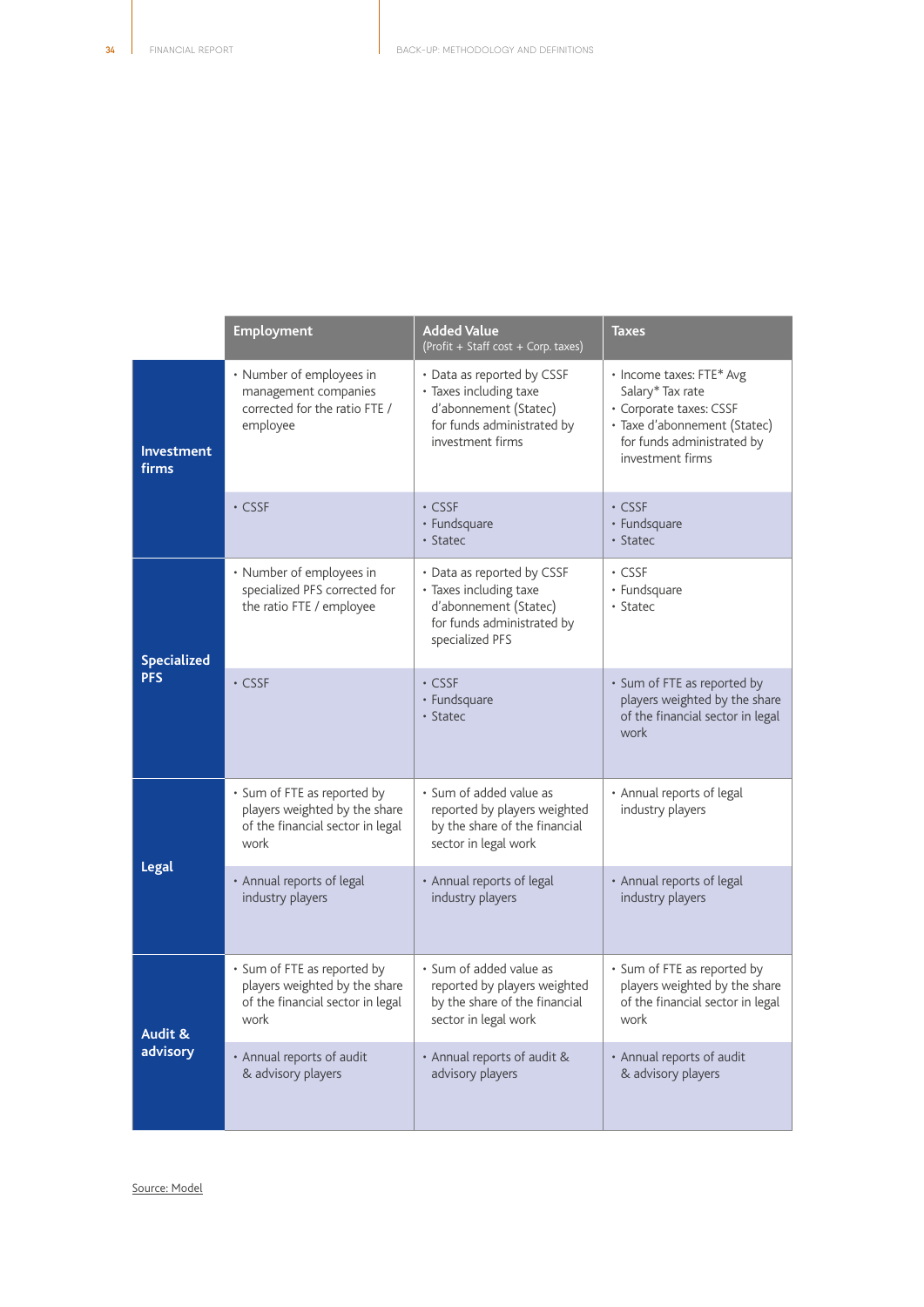| | Employment | Added Value (Profit + Staff cost + Corp. taxes) | Taxes |
|---|---|---|---|
| **Investment firms** | • Number of employees in management companies corrected for the ratio FTE / employee | • Data as reported by CSSF<br>• Taxes including taxe d'abonnement (Statec) for funds administrated by investment firms | • Income taxes: FTE* Avg Salary* Tax rate<br>• Corporate taxes: CSSF<br>• Taxe d'abonnement (Statec) for funds administrated by investment firms |
| | • CSSF | • CSSF<br>• Fundsquare<br>• Statec | • CSSF<br>• Fundsquare<br>• Statec |
| **Specialized PFS** | • Number of employees in specialized PFS corrected for the ratio FTE / employee | • Data as reported by CSSF<br>• Taxes including taxe d'abonnement (Statec) for funds administrated by specialized PFS | • CSSF<br>• Fundsquare<br>• Statec |
| | • CSSF | • CSSF<br>• Fundsquare<br>• Statec | • Sum of FTE as reported by players weighted by the share of the financial sector in legal work |
| **Legal** | • Sum of FTE as reported by players weighted by the share of the financial sector in legal work | • Sum of added value as reported by players weighted by the share of the financial sector in legal work | • Annual reports of legal industry players |
| | • Annual reports of legal industry players | • Annual reports of legal industry players | • Annual reports of legal industry players |
| **Audit & advisory** | • Sum of FTE as reported by players weighted by the share of the financial sector in legal work | • Sum of added value as reported by players weighted by the share of the financial sector in legal work | • Sum of FTE as reported by players weighted by the share of the financial sector in legal work |
| | • Annual reports of audit & advisory players | • Annual reports of audit & advisory players | • Annual reports of audit & advisory players |

Source: Model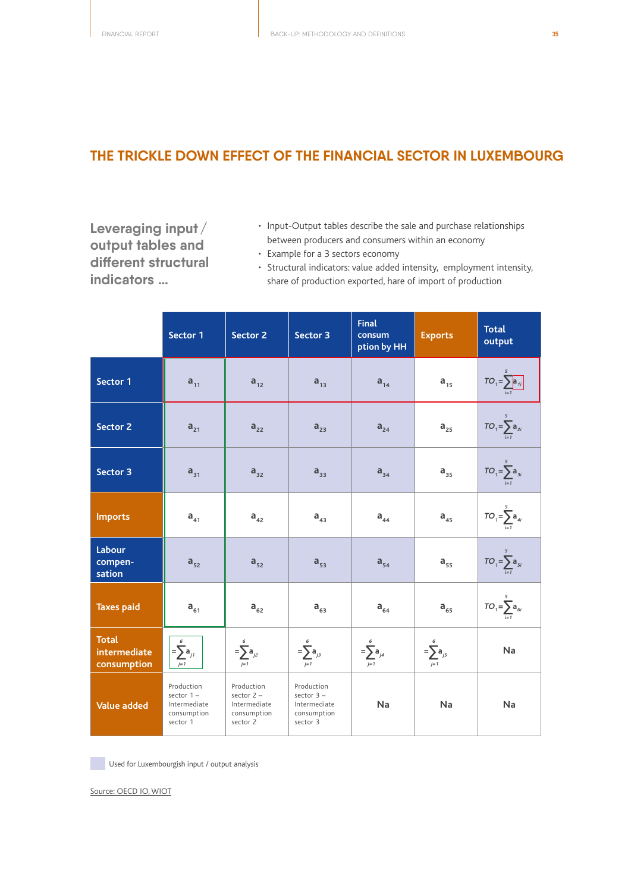# THE TRICKLE DOWN EFFECT OF THE FINANCIAL SECTOR IN LUXEMBOURG

## Leveraging input / output tables and different structural indicators ...

- Input-Output tables describe the sale and purchase relationships between producers and consumers within an economy
- Example for a 3 sectors economy
- Structural indicators: value added intensity, employment intensity, share of production exported, hare of import of production

| | Sector 1 | Sector 2 | Sector 3 | Final consum ption by HH | Exports | Total output |
|---|---|---|---|---|---|---|
| Sector 1 | $a_{11}$ | $a_{12}$ | $a_{13}$ | $a_{14}$ | $a_{15}$ | $TO_1 = \sum_{i=1}^{5} a_{1i}$ |
| Sector 2 | $a_{21}$ | $a_{22}$ | $a_{23}$ | $a_{24}$ | $a_{25}$ | $TO_1 = \sum_{i=1}^{5} a_{2i}$ |
| Sector 3 | $a_{31}$ | $a_{32}$ | $a_{33}$ | $a_{34}$ | $a_{35}$ | $TO_1 = \sum_{i=1}^{5} a_{3i}$ |
| Imports | $a_{41}$ | $a_{42}$ | $a_{43}$ | $a_{44}$ | $a_{45}$ | $TO_1 = \sum_{i=1}^{5} a_{4i}$ |
| Labour compen- sation | $a_{52}$ | $a_{52}$ | $a_{53}$ | $a_{54}$ | $a_{55}$ | $TO_1 = \sum_{i=1}^{5} a_{5i}$ |
| Taxes paid | $a_{61}$ | $a_{62}$ | $a_{63}$ | $a_{64}$ | $a_{65}$ | $TO_1 = \sum_{i=1}^{5} a_{6i}$ |
| Total intermediate consumption | $= \sum_{j=1}^{6} a_{j1}$ | $= \sum_{j=1}^{6} a_{j2}$ | $= \sum_{j=1}^{6} a_{j3}$ | $= \sum_{j=1}^{6} a_{j4}$ | $= \sum_{j=1}^{6} a_{j5}$ | Na |
| Value added | Production sector 1 – Intermediate consumption sector 1 | Production sector 2 – Intermediate consumption sector 2 | Production sector 3 – Intermediate consumption sector 3 | Na | Na | Na |

Used for Luxembourgish input / output analysis

Source: OECD IO, WIOT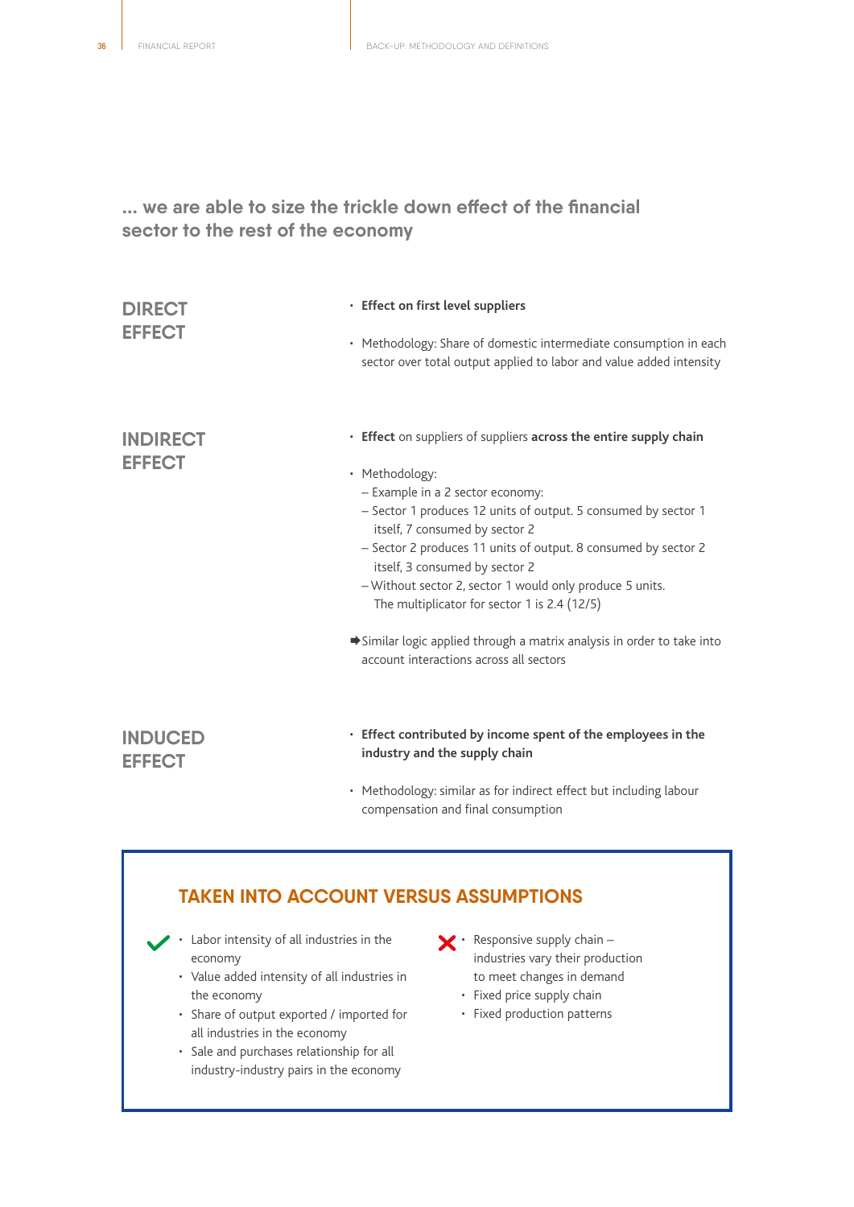## ... we are able to size the trickle down effect of the financial sector to the rest of the economy

### DIRECT EFFECT

- **Effect on first level suppliers**
- Methodology: Share of domestic intermediate consumption in each sector over total output applied to labor and value added intensity

### INDIRECT EFFECT

- **Effect** on suppliers of suppliers **across the entire supply chain**
- Methodology:
  - Example in a 2 sector economy:
  - Sector 1 produces 12 units of output. 5 consumed by sector 1 itself, 7 consumed by sector 2
  - Sector 2 produces 11 units of output. 8 consumed by sector 2 itself, 3 consumed by sector 2
  - Without sector 2, sector 1 would only produce 5 units. The multiplicator for sector 1 is 2.4 (12/5)

➡ Similar logic applied through a matrix analysis in order to take into account interactions across all sectors

### INDUCED EFFECT

- **Effect contributed by income spent of the employees in the industry and the supply chain**
- Methodology: similar as for indirect effect but including labour compensation and final consumption

### TAKEN INTO ACCOUNT VERSUS ASSUMPTIONS

✔
- Labor intensity of all industries in the economy
- Value added intensity of all industries in the economy
- Share of output exported / imported for all industries in the economy
- Sale and purchases relationship for all industry-industry pairs in the economy

✘
- Responsive supply chain – industries vary their production to meet changes in demand
- Fixed price supply chain
- Fixed production patterns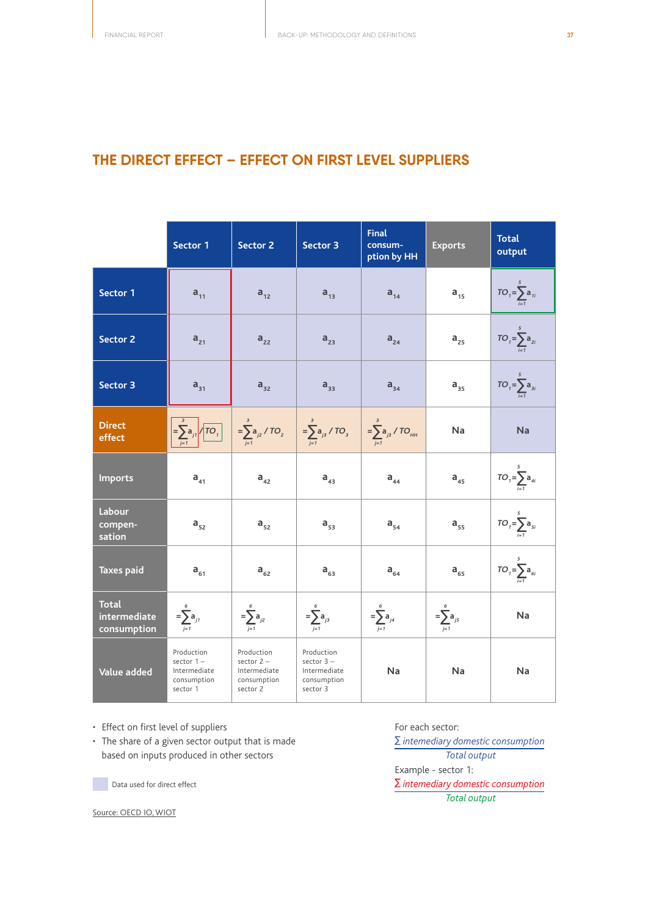## THE DIRECT EFFECT – EFFECT ON FIRST LEVEL SUPPLIERS

| | Sector 1 | Sector 2 | Sector 3 | Final consum-ption by HH | Exports | Total output |
|---|---|---|---|---|---|---|
| Sector 1 | $a_{11}$ | $a_{12}$ | $a_{13}$ | $a_{14}$ | $a_{15}$ | $TO_1 = \sum_{i=1}^{5} a_{1i}$ |
| Sector 2 | $a_{21}$ | $a_{22}$ | $a_{23}$ | $a_{24}$ | $a_{25}$ | $TO_1 = \sum_{i=1}^{5} a_{2i}$ |
| Sector 3 | $a_{31}$ | $a_{32}$ | $a_{33}$ | $a_{34}$ | $a_{35}$ | $TO_1 = \sum_{i=1}^{5} a_{3i}$ |
| Direct effect | $= \sum_{j=1}^{3} a_{j1} / TO_1$ | $= \sum_{j=1}^{3} a_{j2} / TO_2$ | $= \sum_{j=1}^{3} a_{j3} / TO_3$ | $= \sum_{j=1}^{3} a_{j3} / TO_{HH}$ | Na | Na |
| Imports | $a_{41}$ | $a_{42}$ | $a_{43}$ | $a_{44}$ | $a_{45}$ | $TO_1 = \sum_{i=1}^{5} a_{4i}$ |
| Labour compen-sation | $a_{52}$ | $a_{52}$ | $a_{53}$ | $a_{54}$ | $a_{55}$ | $TO_1 = \sum_{i=1}^{5} a_{5i}$ |
| Taxes paid | $a_{61}$ | $a_{62}$ | $a_{63}$ | $a_{64}$ | $a_{65}$ | $TO_1 = \sum_{i=1}^{5} a_{6i}$ |
| Total intermediate consumption | $= \sum_{j=1}^{6} a_{j1}$ | $= \sum_{j=1}^{6} a_{j2}$ | $= \sum_{j=1}^{6} a_{j3}$ | $= \sum_{j=1}^{6} a_{j4}$ | $= \sum_{j=1}^{6} a_{j5}$ | Na |
| Value added | Production sector 1 – Intermediate consumption sector 1 | Production sector 2 – Intermediate consumption sector 2 | Production sector 3 – Intermediate consumption sector 3 | Na | Na | Na |

- Effect on first level of suppliers
- The share of a given sector output that is made based on inputs produced in other sectors

Data used for direct effect

For each sector:

$$\frac{\sum \text{intemediary domestic consumption}}{\text{Total output}}$$

Example - sector 1:

$$\frac{\sum \text{intemediary domestic consumption}}{\text{Total output}}$$

Source: OECD IO, WIOT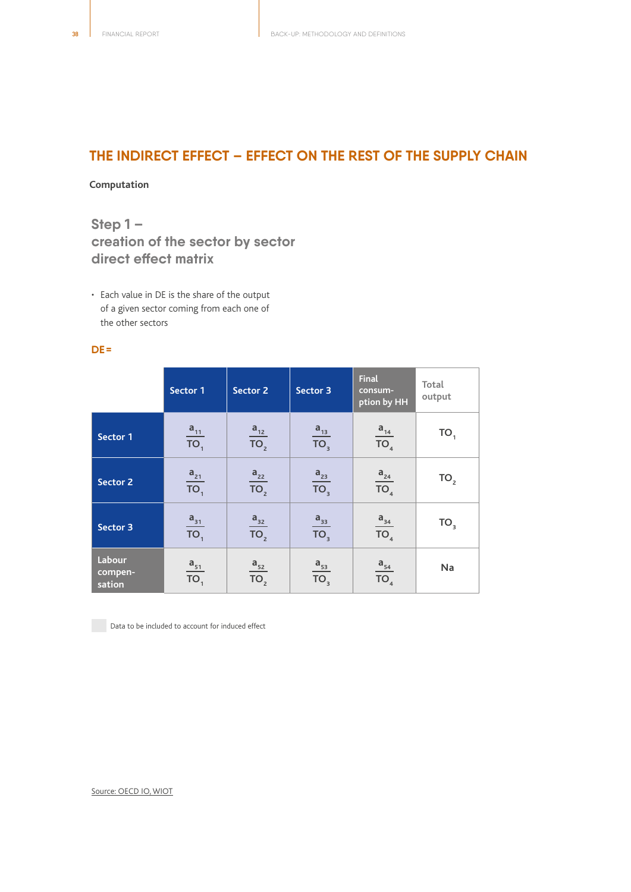## THE INDIRECT EFFECT – EFFECT ON THE REST OF THE SUPPLY CHAIN

**Computation**

### Step 1 – creation of the sector by sector direct effect matrix

- Each value in DE is the share of the output of a given sector coming from each one of the other sectors

**DE =**

| | Sector 1 | Sector 2 | Sector 3 | Final consum-ption by HH | Total output |
|---|---|---|---|---|---|
| Sector 1 | $\frac{a_{11}}{TO_1}$ | $\frac{a_{12}}{TO_2}$ | $\frac{a_{13}}{TO_3}$ | $\frac{a_{14}}{TO_4}$ | $TO_1$ |
| Sector 2 | $\frac{a_{21}}{TO_1}$ | $\frac{a_{22}}{TO_2}$ | $\frac{a_{23}}{TO_3}$ | $\frac{a_{24}}{TO_4}$ | $TO_2$ |
| Sector 3 | $\frac{a_{31}}{TO_1}$ | $\frac{a_{32}}{TO_2}$ | $\frac{a_{33}}{TO_3}$ | $\frac{a_{34}}{TO_4}$ | $TO_3$ |
| Labour compen-sation | $\frac{a_{51}}{TO_1}$ | $\frac{a_{52}}{TO_2}$ | $\frac{a_{53}}{TO_3}$ | $\frac{a_{54}}{TO_4}$ | Na |

Data to be included to account for induced effect

Source: OECD IO, WIOT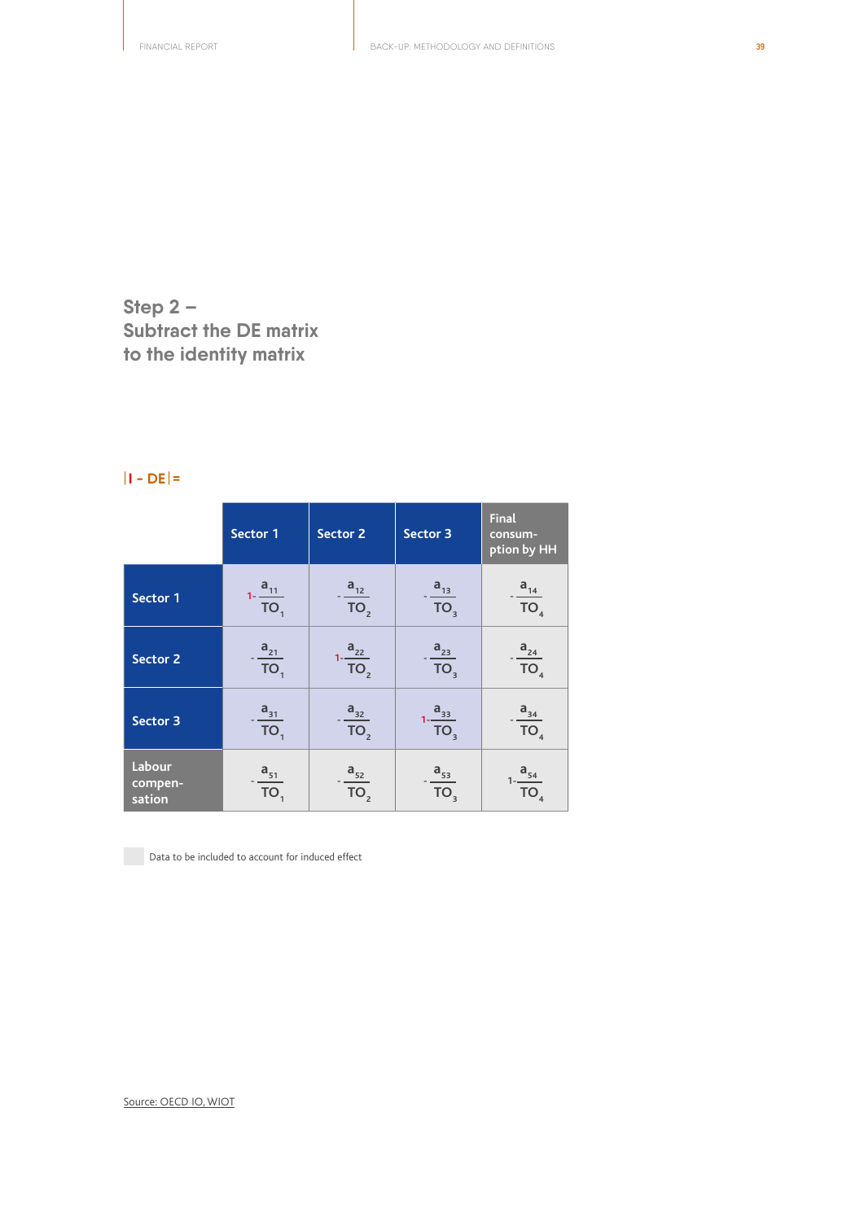## Step 2 –
## Subtract the DE matrix to the identity matrix

|I - DE| =

| | Sector 1 | Sector 2 | Sector 3 | Final consum-ption by HH |
|---|---|---|---|---|
| Sector 1 | $1-\frac{a_{11}}{TO_1}$ | $-\frac{a_{12}}{TO_2}$ | $-\frac{a_{13}}{TO_3}$ | $-\frac{a_{14}}{TO_4}$ |
| Sector 2 | $-\frac{a_{21}}{TO_1}$ | $1-\frac{a_{22}}{TO_2}$ | $-\frac{a_{23}}{TO_3}$ | $-\frac{a_{24}}{TO_4}$ |
| Sector 3 | $-\frac{a_{31}}{TO_1}$ | $-\frac{a_{32}}{TO_2}$ | $1-\frac{a_{33}}{TO_3}$ | $-\frac{a_{34}}{TO_4}$ |
| Labour compen-sation | $-\frac{a_{51}}{TO_1}$ | $-\frac{a_{52}}{TO_2}$ | $-\frac{a_{53}}{TO_3}$ | $1-\frac{a_{54}}{TO_4}$ |

Data to be included to account for induced effect

Source: OECD IO, WIOT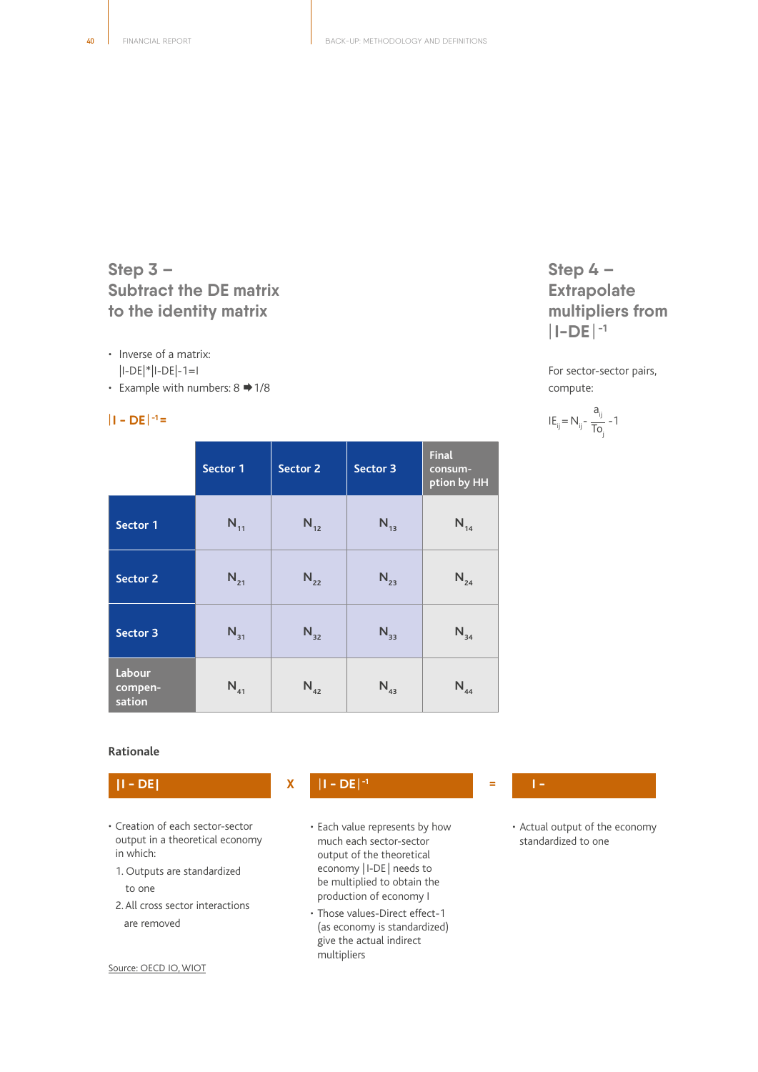## Step 3 – Subtract the DE matrix to the identity matrix

- Inverse of a matrix: |I-DE|*|I-DE|-1=I
- Example with numbers: 8 ➡ 1/8

**$|I - DE|^{-1}$=**

| | Sector 1 | Sector 2 | Sector 3 | Final consum-ption by HH |
|---|---|---|---|---|
| Sector 1 | $N_{11}$ | $N_{12}$ | $N_{13}$ | $N_{14}$ |
| Sector 2 | $N_{21}$ | $N_{22}$ | $N_{23}$ | $N_{24}$ |
| Sector 3 | $N_{31}$ | $N_{32}$ | $N_{33}$ | $N_{34}$ |
| Labour compen-sation | $N_{41}$ | $N_{42}$ | $N_{43}$ | $N_{44}$ |

## Step 4 – Extrapolate multipliers from $|I\text{-}DE|^{-1}$

For sector-sector pairs, compute:

$$IE_{ij} = N_{ij} - \frac{a_{ij}}{To_j} - 1$$

### Rationale

**|I - DE|** X **$|I - DE|^{-1}$** = **I -**

**|I - DE|**

- Creation of each sector-sector output in a theoretical economy in which:
  1. Outputs are standardized to one
  2. All cross sector interactions are removed

**$|I - DE|^{-1}$**

- Each value represents by how much each sector-sector output of the theoretical economy |I-DE| needs to be multiplied to obtain the production of economy I
- Those values-Direct effect-1 (as economy is standardized) give the actual indirect multipliers

**I -**

- Actual output of the economy standardized to one

Source: OECD IO, WIOT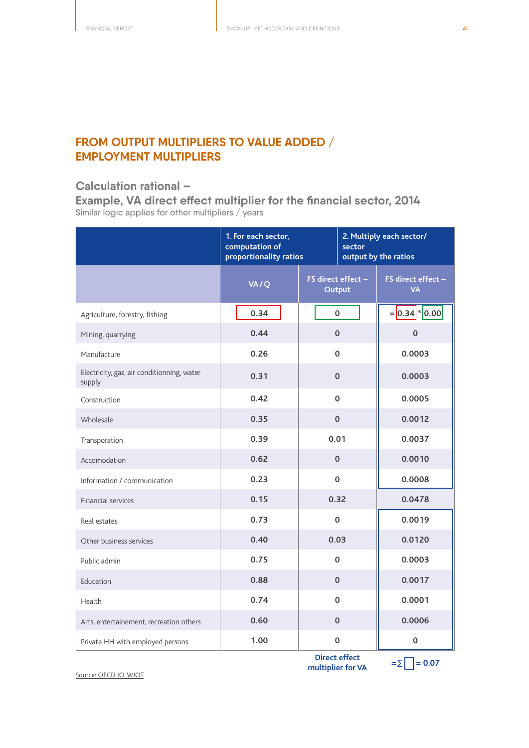## FROM OUTPUT MULTIPLIERS TO VALUE ADDED / EMPLOYMENT MULTIPLIERS

### Calculation rational – Example, VA direct effect multiplier for the financial sector, 2014

Similar logic applies for other multipliers / years

| | 1. For each sector, computation of proportionality ratios | 2. Multiply each sector/ sector output by the ratios | |
|---|---|---|---|
| | VA / Q | FS direct effect – Output | FS direct effect – VA |
| Agriculture, forestry, fishing | 0.34 | 0 | = 0.34 * 0.00 |
| Mining, quarrying | 0.44 | 0 | 0 |
| Manufacture | 0.26 | 0 | 0.0003 |
| Electricity, gaz, air conditionning, water supply | 0.31 | 0 | 0.0003 |
| Construction | 0.42 | 0 | 0.0005 |
| Wholesale | 0.35 | 0 | 0.0012 |
| Transporation | 0.39 | 0.01 | 0.0037 |
| Accomodation | 0.62 | 0 | 0.0010 |
| Information / communication | 0.23 | 0 | 0.0008 |
| Financial services | 0.15 | 0.32 | 0.0478 |
| Real estates | 0.73 | 0 | 0.0019 |
| Other business services | 0.40 | 0.03 | 0.0120 |
| Public admin | 0.75 | 0 | 0.0003 |
| Education | 0.88 | 0 | 0.0017 |
| Health | 0.74 | 0 | 0.0001 |
| Arts, entertainement, recreation others | 0.60 | 0 | 0.0006 |
| Private HH with employed persons | 1.00 | 0 | 0 |
| | | Direct effect multiplier for VA | = ∑ ☐ = 0.07 |

Source: OECD IO, WIOT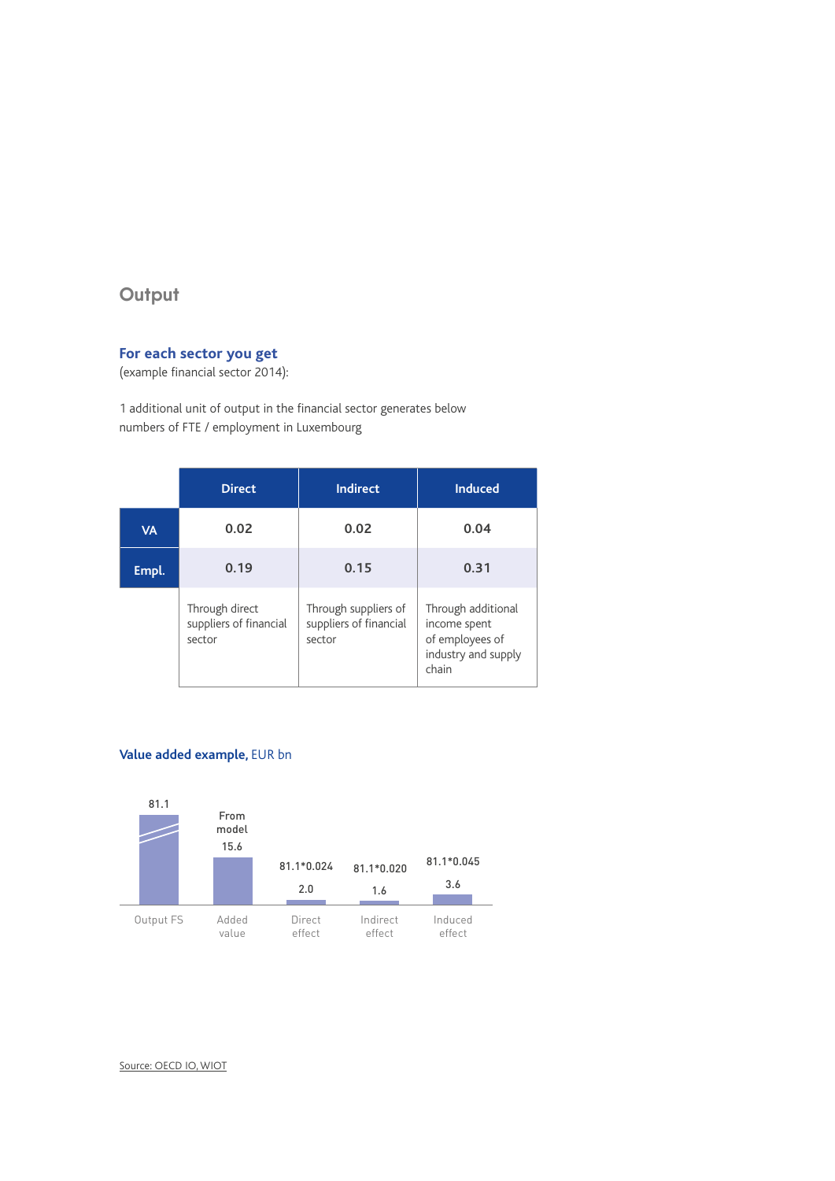## Output

### For each sector you get

(example financial sector 2014):

1 additional unit of output in the financial sector generates below numbers of FTE / employment in Luxembourg

| | Direct | Indirect | Induced |
|---|---|---|---|
| **VA** | 0.02 | 0.02 | 0.04 |
| **Empl.** | 0.19 | 0.15 | 0.31 |
| | Through direct suppliers of financial sector | Through suppliers of suppliers of financial sector | Through additional income spent of employees of industry and supply chain |

### Value added example, EUR bn

| | Output FS | Added value | Direct effect | Indirect effect | Induced effect |
|---|---|---|---|---|---|
| Calculation | | From model | 81.1*0.024 | 81.1*0.020 | 81.1*0.045 |
| Value | 81.1 | 15.6 | 2.0 | 1.6 | 3.6 |

Source: OECD IO, WIOT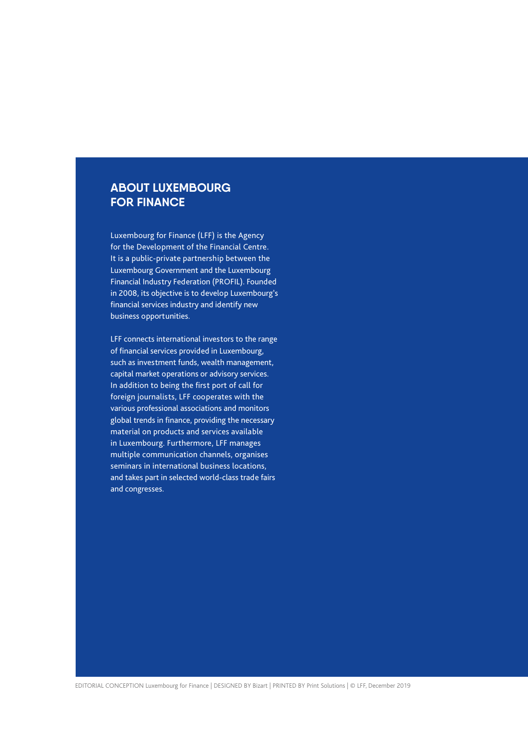## ABOUT LUXEMBOURG FOR FINANCE

Luxembourg for Finance (LFF) is the Agency for the Development of the Financial Centre. It is a public-private partnership between the Luxembourg Government and the Luxembourg Financial Industry Federation (PROFIL). Founded in 2008, its objective is to develop Luxembourg's financial services industry and identify new business opportunities.

LFF connects international investors to the range of financial services provided in Luxembourg, such as investment funds, wealth management, capital market operations or advisory services. In addition to being the first port of call for foreign journalists, LFF cooperates with the various professional associations and monitors global trends in finance, providing the necessary material on products and services available in Luxembourg. Furthermore, LFF manages multiple communication channels, organises seminars in international business locations, and takes part in selected world-class trade fairs and congresses.

EDITORIAL CONCEPTION Luxembourg for Finance | DESIGNED BY Bizart | PRINTED BY Print Solutions | © LFF, December 2019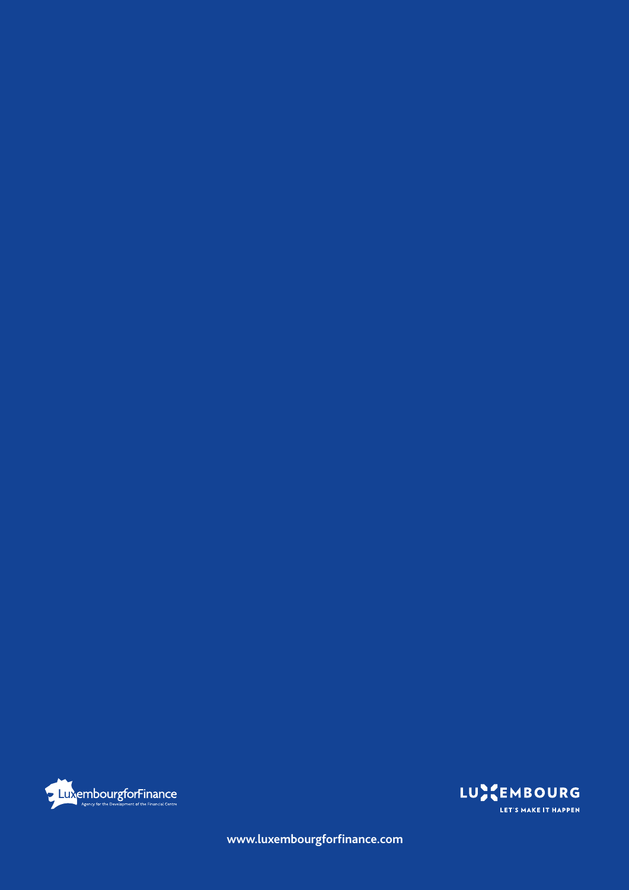LuxembourgforFinance

Agency for the Development of the Financial Centre

LUXEMBOURG

LET'S MAKE IT HAPPEN

www.luxembourgforfinance.com